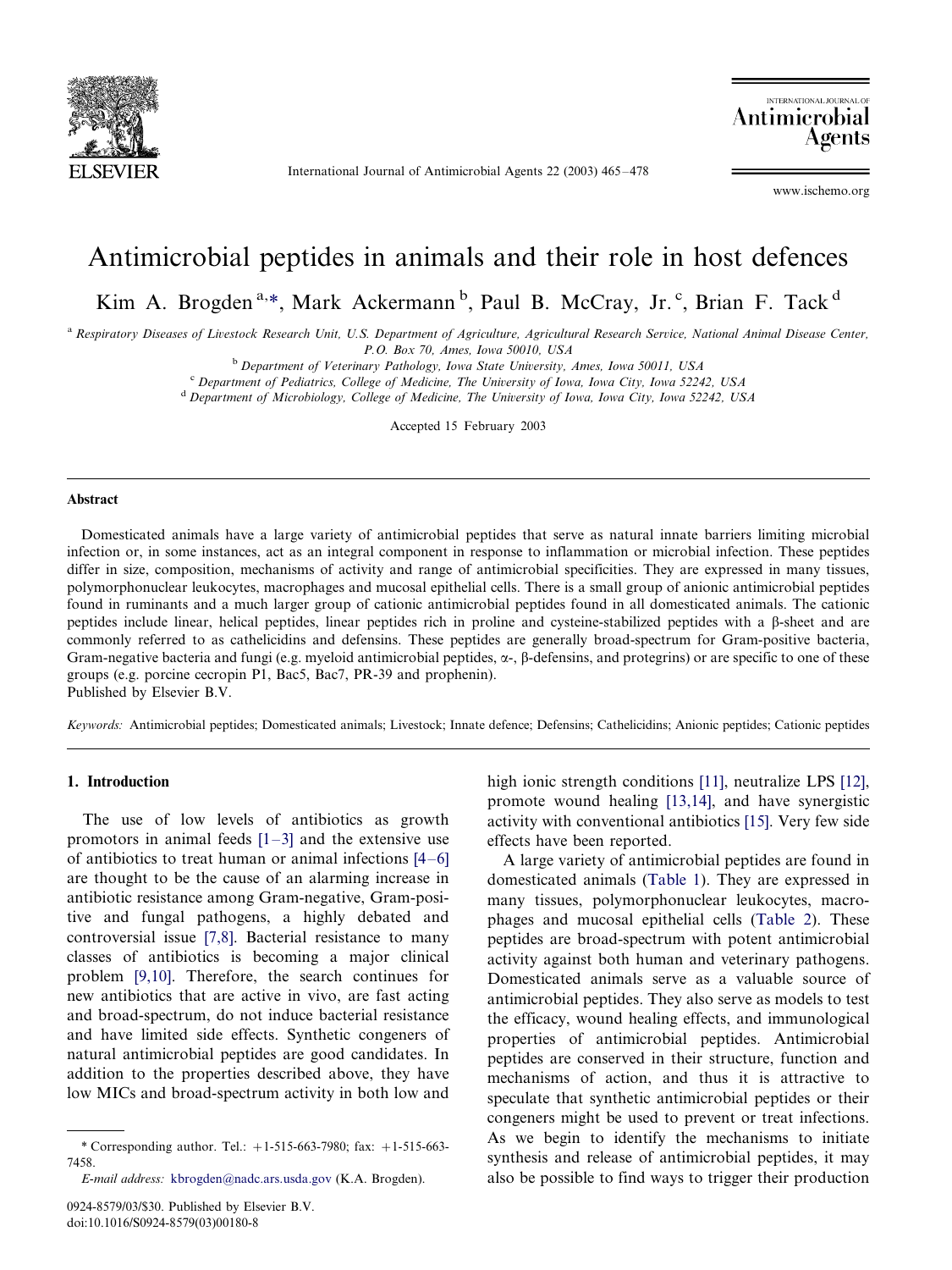# Antimicrobial peptides in animals and their role in host defences

Kim A. Brogden [a,*], Mark Ackermann [b], Paul B. McCray, Jr. [c], Brian F. Tack [d]

[a] Respiratory Diseases of Livestock Research Unit, U.S. Department of Agriculture, Agricultural Research Service, National Animal Disease Center, P.O. Box 70, Ames, Iowa 50010, USA

[b] Department of Veterinary Pathology, Iowa State University, Ames, Iowa 50011, USA

[c] Department of Pediatrics, College of Medicine, The University of Iowa, Iowa City, Iowa 52242, USA

[d] Department of Microbiology, College of Medicine, The University of Iowa, Iowa City, Iowa 52242, USA

Accepted 15 February 2003

## Abstract

Domesticated animals have a large variety of antimicrobial peptides that serve as natural innate barriers limiting microbial infection or, in some instances, act as an integral component in response to inflammation or microbial infection. These peptides differ in size, composition, mechanisms of activity and range of antimicrobial specificities. They are expressed in many tissues, polymorphonuclear leukocytes, macrophages and mucosal epithelial cells. There is a small group of anionic antimicrobial peptides found in ruminants and a much larger group of cationic antimicrobial peptides found in all domesticated animals. The cationic peptides include linear, helical peptides, linear peptides rich in proline and cysteine-stabilized peptides with a β-sheet and are commonly referred to as cathelicidins and defensins. These peptides are generally broad-spectrum for Gram-positive bacteria, Gram-negative bacteria and fungi (e.g. myeloid antimicrobial peptides, α-, β-defensins, and protegrins) or are specific to one of these groups (e.g. porcine cecropin P1, Bac5, Bac7, PR-39 and prophenin).

Published by Elsevier B.V.

*Keywords:* Antimicrobial peptides; Domesticated animals; Livestock; Innate defence; Defensins; Cathelicidins; Anionic peptides; Cationic peptides

## 1. Introduction

The use of low levels of antibiotics as growth promotors in animal feeds [1–3] and the extensive use of antibiotics to treat human or animal infections [4–6] are thought to be the cause of an alarming increase in antibiotic resistance among Gram-negative, Gram-positive and fungal pathogens, a highly debated and controversial issue [7,8]. Bacterial resistance to many classes of antibiotics is becoming a major clinical problem [9,10]. Therefore, the search continues for new antibiotics that are active in vivo, are fast acting and broad-spectrum, do not induce bacterial resistance and have limited side effects. Synthetic congeners of natural antimicrobial peptides are good candidates. In addition to the properties described above, they have low MICs and broad-spectrum activity in both low and high ionic strength conditions [11], neutralize LPS [12], promote wound healing [13,14], and have synergistic activity with conventional antibiotics [15]. Very few side effects have been reported.

A large variety of antimicrobial peptides are found in domesticated animals (Table 1). They are expressed in many tissues, polymorphonuclear leukocytes, macrophages and mucosal epithelial cells (Table 2). These peptides are broad-spectrum with potent antimicrobial activity against both human and veterinary pathogens. Domesticated animals serve as a valuable source of antimicrobial peptides. They also serve as models to test the efficacy, wound healing effects, and immunological properties of antimicrobial peptides. Antimicrobial peptides are conserved in their structure, function and mechanisms of action, and thus it is attractive to speculate that synthetic antimicrobial peptides or their congeners might be used to prevent or treat infections. As we begin to identify the mechanisms to initiate synthesis and release of antimicrobial peptides, it may also be possible to find ways to trigger their production

---

\* Corresponding author. Tel.: +1-515-663-7980; fax: +1-515-663-7458.

*E-mail address:* kbrogden@nadc.ars.usda.gov (K.A. Brogden).

0924-8579/03/$30. Published by Elsevier B.V.
doi:10.1016/S0924-8579(03)00180-8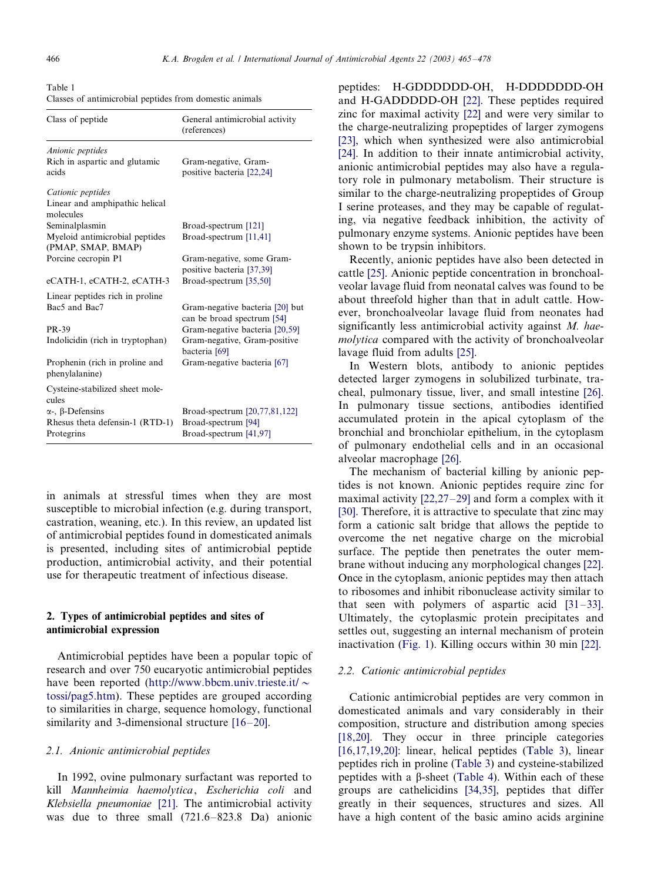Table 1
Classes of antimicrobial peptides from domestic animals

| Class of peptide | General antimicrobial activity (references) |
|---|---|
| *Anionic peptides* | |
| Rich in aspartic and glutamic acids | Gram-negative, Gram-positive bacteria [22,24] |
| *Cationic peptides* | |
| Linear and amphipathic helical molecules | |
| Seminalplasmin | Broad-spectrum [121] |
| Myeloid antimicrobial peptides (PMAP, SMAP, BMAP) | Broad-spectrum [11,41] |
| Porcine cecropin P1 | Gram-negative, some Gram-positive bacteria [37,39] |
| eCATH-1, eCATH-2, eCATH-3 | Broad-spectrum [35,50] |
| Linear peptides rich in proline | |
| Bac5 and Bac7 | Gram-negative bacteria [20] but can be broad spectrum [54] |
| PR-39 | Gram-negative bacteria [20,59] |
| Indolicidin (rich in tryptophan) | Gram-negative, Gram-positive bacteria [69] |
| Prophenin (rich in proline and phenylalanine) | Gram-negative bacteria [67] |
| Cysteine-stabilized sheet molecules | |
| α-, β-Defensins | Broad-spectrum [20,77,81,122] |
| Rhesus theta defensin-1 (RTD-1) | Broad-spectrum [94] |
| Protegrins | Broad-spectrum [41,97] |

in animals at stressful times when they are most susceptible to microbial infection (e.g. during transport, castration, weaning, etc.). In this review, an updated list of antimicrobial peptides found in domesticated animals is presented, including sites of antimicrobial peptide production, antimicrobial activity, and their potential use for therapeutic treatment of infectious disease.

## 2. Types of antimicrobial peptides and sites of antimicrobial expression

Antimicrobial peptides have been a popular topic of research and over 750 eucaryotic antimicrobial peptides have been reported (http://www.bbcm.univ.trieste.it/~tossi/pag5.htm). These peptides are grouped according to similarities in charge, sequence homology, functional similarity and 3-dimensional structure [16–20].

### 2.1. Anionic antimicrobial peptides

In 1992, ovine pulmonary surfactant was reported to kill *Mannheimia haemolytica*, *Escherichia coli* and *Klebsiella pneumoniae* [21]. The antimicrobial activity was due to three small (721.6–823.8 Da) anionic peptides: H-GDDDDDD-OH, H-DDDDDDD-OH and H-GADDDDD-OH [22]. These peptides required zinc for maximal activity [22] and were very similar to the charge-neutralizing propeptides of larger zymogens [23], which when synthesized were also antimicrobial [24]. In addition to their innate antimicrobial activity, anionic antimicrobial peptides may also have a regulatory role in pulmonary metabolism. Their structure is similar to the charge-neutralizing propeptides of Group I serine proteases, and they may be capable of regulating, via negative feedback inhibition, the activity of pulmonary enzyme systems. Anionic peptides have been shown to be trypsin inhibitors.

Recently, anionic peptides have also been detected in cattle [25]. Anionic peptide concentration in bronchoalveolar lavage fluid from neonatal calves was found to be about threefold higher than that in adult cattle. However, bronchoalveolar lavage fluid from neonates had significantly less antimicrobial activity against *M. haemolytica* compared with the activity of bronchoalveolar lavage fluid from adults [25].

In Western blots, antibody to anionic peptides detected larger zymogens in solubilized turbinate, tracheal, pulmonary tissue, liver, and small intestine [26]. In pulmonary tissue sections, antibodies identified accumulated protein in the apical cytoplasm of the bronchial and bronchiolar epithelium, in the cytoplasm of pulmonary endothelial cells and in an occasional alveolar macrophage [26].

The mechanism of bacterial killing by anionic peptides is not known. Anionic peptides require zinc for maximal activity [22,27–29] and form a complex with it [30]. Therefore, it is attractive to speculate that zinc may form a cationic salt bridge that allows the peptide to overcome the net negative charge on the microbial surface. The peptide then penetrates the outer membrane without inducing any morphological changes [22]. Once in the cytoplasm, anionic peptides may then attach to ribosomes and inhibit ribonuclease activity similar to that seen with polymers of aspartic acid [31–33]. Ultimately, the cytoplasmic protein precipitates and settles out, suggesting an internal mechanism of protein inactivation (Fig. 1). Killing occurs within 30 min [22].

### 2.2. Cationic antimicrobial peptides

Cationic antimicrobial peptides are very common in domesticated animals and vary considerably in their composition, structure and distribution among species [18,20]. They occur in three principle categories [16,17,19,20]: linear, helical peptides (Table 3), linear peptides rich in proline (Table 3) and cysteine-stabilized peptides with a β-sheet (Table 4). Within each of these groups are cathelicidins [34,35], peptides that differ greatly in their sequences, structures and sizes. All have a high content of the basic amino acids arginine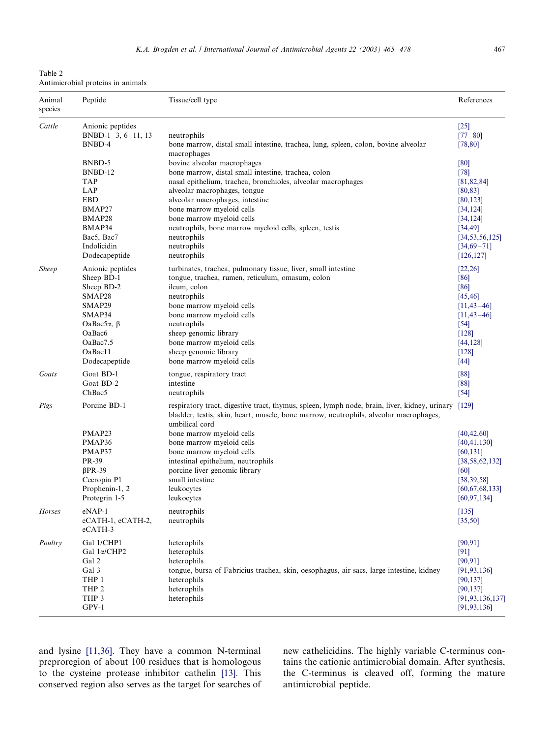Table 2
Antimicrobial proteins in animals

| Animal species | Peptide | Tissue/cell type | References |
|---|---|---|---|
| *Cattle* | Anionic peptides | | [25] |
| | BNBD-1–3, 6–11, 13 | neutrophils | [77–80] |
| | BNBD-4 | bone marrow, distal small intestine, trachea, lung, spleen, colon, bovine alveolar macrophages | [78,80] |
| | BNBD-5 | bovine alveolar macrophages | [80] |
| | BNBD-12 | bone marrow, distal small intestine, trachea, colon | [78] |
| | TAP | nasal epithelium, trachea, bronchioles, alveolar macrophages | [81,82,84] |
| | LAP | alveolar macrophages, tongue | [80,83] |
| | EBD | alveolar macrophages, intestine | [80,123] |
| | BMAP27 | bone marrow myeloid cells | [34,124] |
| | BMAP28 | bone marrow myeloid cells | [34,124] |
| | BMAP34 | neutrophils, bone marrow myeloid cells, spleen, testis | [34,49] |
| | Bac5, Bac7 | neutrophils | [34,53,56,125] |
| | Indolicidin | neutrophils | [34,69–71] |
| | Dodecapeptide | neutrophils | [126,127] |
| *Sheep* | Anionic peptides | turbinates, trachea, pulmonary tissue, liver, small intestine | [22,26] |
| | Sheep BD-1 | tongue, trachea, rumen, reticulum, omasum, colon | [86] |
| | Sheep BD-2 | ileum, colon | [86] |
| | SMAP28 | neutrophils | [45,46] |
| | SMAP29 | bone marrow myeloid cells | [11,43–46] |
| | SMAP34 | bone marrow myeloid cells | [11,43–46] |
| | OaBac5α, β | neutrophils | [54] |
| | OaBac6 | sheep genomic library | [128] |
| | OaBac7.5 | bone marrow myeloid cells | [44,128] |
| | OaBac11 | sheep genomic library | [128] |
| | Dodecapeptide | bone marrow myeloid cells | [44] |
| *Goats* | Goat BD-1 | tongue, respiratory tract | [88] |
| | Goat BD-2 | intestine | [88] |
| | ChBac5 | neutrophils | [54] |
| *Pigs* | Porcine BD-1 | respiratory tract, digestive tract, thymus, spleen, lymph node, brain, liver, kidney, urinary bladder, testis, skin, heart, muscle, bone marrow, neutrophils, alveolar macrophages, umbilical cord | [129] |
| | PMAP23 | bone marrow myeloid cells | [40,42,60] |
| | PMAP36 | bone marrow myeloid cells | [40,41,130] |
| | PMAP37 | bone marrow myeloid cells | [60,131] |
| | PR-39 | intestinal epithelium, neutrophils | [38,58,62,132] |
| | βPR-39 | porcine liver genomic library | [60] |
| | Cecropin P1 | small intestine | [38,39,58] |
| | Prophenin-1, 2 | leukocytes | [60,67,68,133] |
| | Protegrin 1-5 | leukocytes | [60,97,134] |
| *Horses* | eNAP-1 | neutrophils | [135] |
| | eCATH-1, eCATH-2, eCATH-3 | neutrophils | [35,50] |
| *Poultry* | Gal 1/CHP1 | heterophils | [90,91] |
| | Gal 1α/CHP2 | heterophils | [91] |
| | Gal 2 | heterophils | [90,91] |
| | Gal 3 | tongue, bursa of Fabricius trachea, skin, oesophagus, air sacs, large intestine, kidney | [91,93,136] |
| | THP 1 | heterophils | [90,137] |
| | THP 2 | heterophils | [90,137] |
| | THP 3 | heterophils | [91,93,136,137] |
| | GPV-1 | | [91,93,136] |

and lysine [11,36]. They have a common N-terminal preproregion of about 100 residues that is homologous to the cysteine protease inhibitor cathelin [13]. This conserved region also serves as the target for searches of new cathelicidins. The highly variable C-terminus contains the cationic antimicrobial domain. After synthesis, the C-terminus is cleaved off, forming the mature antimicrobial peptide.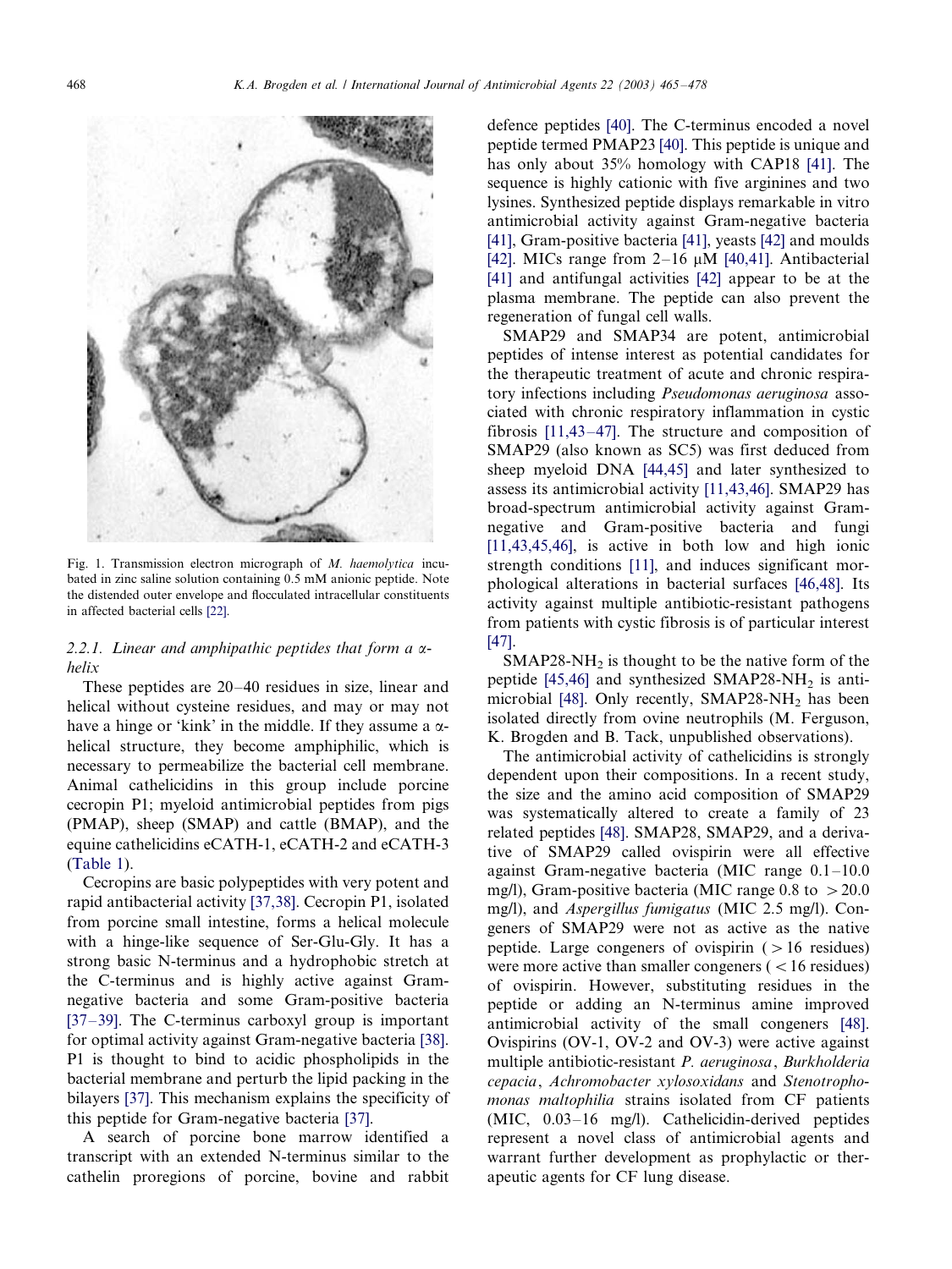Fig. 1. Transmission electron micrograph of *M. haemolytica* incubated in zinc saline solution containing 0.5 mM anionic peptide. Note the distended outer envelope and flocculated intracellular constituents in affected bacterial cells [22].

#### 2.2.1. Linear and amphipathic peptides that form a α-helix

These peptides are 20–40 residues in size, linear and helical without cysteine residues, and may or may not have a hinge or 'kink' in the middle. If they assume a α-helical structure, they become amphiphilic, which is necessary to permeabilize the bacterial cell membrane. Animal cathelicidins in this group include porcine cecropin P1; myeloid antimicrobial peptides from pigs (PMAP), sheep (SMAP) and cattle (BMAP), and the equine cathelicidins eCATH-1, eCATH-2 and eCATH-3 (Table 1).

Cecropins are basic polypeptides with very potent and rapid antibacterial activity [37,38]. Cecropin P1, isolated from porcine small intestine, forms a helical molecule with a hinge-like sequence of Ser-Glu-Gly. It has a strong basic N-terminus and a hydrophobic stretch at the C-terminus and is highly active against Gram-negative bacteria and some Gram-positive bacteria [37–39]. The C-terminus carboxyl group is important for optimal activity against Gram-negative bacteria [38]. P1 is thought to bind to acidic phospholipids in the bacterial membrane and perturb the lipid packing in the bilayers [37]. This mechanism explains the specificity of this peptide for Gram-negative bacteria [37].

A search of porcine bone marrow identified a transcript with an extended N-terminus similar to the cathelin proregions of porcine, bovine and rabbit defence peptides [40]. The C-terminus encoded a novel peptide termed PMAP23 [40]. This peptide is unique and has only about 35% homology with CAP18 [41]. The sequence is highly cationic with five arginines and two lysines. Synthesized peptide displays remarkable in vitro antimicrobial activity against Gram-negative bacteria [41], Gram-positive bacteria [41], yeasts [42] and moulds [42]. MICs range from 2–16 μM [40,41]. Antibacterial [41] and antifungal activities [42] appear to be at the plasma membrane. The peptide can also prevent the regeneration of fungal cell walls.

SMAP29 and SMAP34 are potent, antimicrobial peptides of intense interest as potential candidates for the therapeutic treatment of acute and chronic respiratory infections including *Pseudomonas aeruginosa* associated with chronic respiratory inflammation in cystic fibrosis [11,43–47]. The structure and composition of SMAP29 (also known as SC5) was first deduced from sheep myeloid DNA [44,45] and later synthesized to assess its antimicrobial activity [11,43,46]. SMAP29 has broad-spectrum antimicrobial activity against Gram-negative and Gram-positive bacteria and fungi [11,43,45,46], is active in both low and high ionic strength conditions [11], and induces significant morphological alterations in bacterial surfaces [46,48]. Its activity against multiple antibiotic-resistant pathogens from patients with cystic fibrosis is of particular interest [47].

SMAP28-$NH_2$ is thought to be the native form of the peptide [45,46] and synthesized SMAP28-$NH_2$ is antimicrobial [48]. Only recently, SMAP28-$NH_2$ has been isolated directly from ovine neutrophils (M. Ferguson, K. Brogden and B. Tack, unpublished observations).

The antimicrobial activity of cathelicidins is strongly dependent upon their compositions. In a recent study, the size and the amino acid composition of SMAP29 was systematically altered to create a family of 23 related peptides [48]. SMAP28, SMAP29, and a derivative of SMAP29 called ovispirin were all effective against Gram-negative bacteria (MIC range 0.1–10.0 mg/l), Gram-positive bacteria (MIC range 0.8 to > 20.0 mg/l), and *Aspergillus fumigatus* (MIC 2.5 mg/l). Congeners of SMAP29 were not as active as the native peptide. Large congeners of ovispirin ( > 16 residues) were more active than smaller congeners ( < 16 residues) of ovispirin. However, substituting residues in the peptide or adding an N-terminus amine improved antimicrobial activity of the small congeners [48]. Ovispirins (OV-1, OV-2 and OV-3) were active against multiple antibiotic-resistant *P. aeruginosa*, *Burkholderia cepacia*, *Achromobacter xylosoxidans* and *Stenotrophomonas maltophilia* strains isolated from CF patients (MIC, 0.03–16 mg/l). Cathelicidin-derived peptides represent a novel class of antimicrobial agents and warrant further development as prophylactic or therapeutic agents for CF lung disease.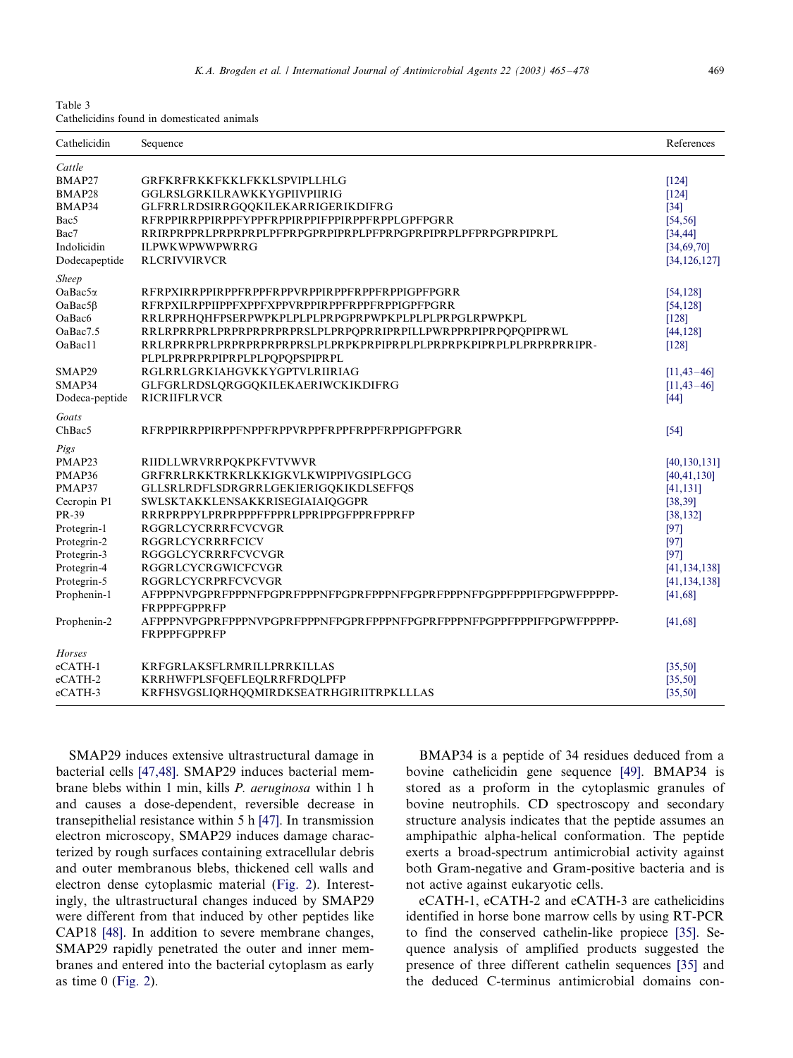Table 3
Cathelicidins found in domesticated animals

| Cathelicidin | Sequence | References |
|---|---|---|
| *Cattle* | | |
| BMAP27 | GRFKRFRKKFKKLFKKLSPVIPLLHLG | [124] |
| BMAP28 | GGLRSLGRKILRAWKKYGPIIVPIIRIG | [124] |
| BMAP34 | GLFRRLRDSIRRGQQKILEKARRIGERIKDIFRG | [34] |
| Bac5 | RFRPPIRRPPIRPPFYPPFRPPIRPPIFPPIRPPFRPPLGPFPGRR | [54,56] |
| Bac7 | RRIRPRPPRLPRPRPRPLPFPRPGPRPIPRPLPFPRPGPRPIPRPLPFPRPGPRPIPRPL | [34,44] |
| Indolicidin | ILPWKWPWWPWRRG | [34,69,70] |
| Dodecapeptide | RLCRIVVIRVCR | [34,126,127] |
| *Sheep* | | |
| OaBac5α | RFRPXIRRPPIRPPFRPPFRPPVRPPIRPPFRPPFRPPIGPFPGRR | [54,128] |
| OaBac5β | RFRPXILRPPIIPPFXPPFXPPVRPPIRPPFRPPFRPPIGPFPGRR | [54,128] |
| OaBac6 | RRLRPRHQHFPSERPWPKPLPLPLPRPGPRPWPKPLPLPLPRPGLRPWPKPL | [128] |
| OaBac7.5 | RRLRPRRPRLPRPRPRPRPRPRSLPLPRPQPRRIPRPILLPWRPPRPIPRPQPQPIPRWL | [44,128] |
| OaBac11 | RRLRPRRPRLPRPRPRPRPRPRSLPLPRPKPRPIPRPLPLPRPRPKPIPRPLPLPRPRPRRIPR-PLPLPRPRPIPRPLPLPQPQPSPIPRPL | [128] |
| SMAP29 | RGLRRLGRKIAHGVKKYGPTVLRIIRIAG | [11,43–46] |
| SMAP34 | GLFGRLRDSLQRGGQKILEKAERIWCKIKDIFRG | [11,43–46] |
| Dodeca-peptide | RICRIIFLRVCR | [44] |
| *Goats* | | |
| ChBac5 | RFRPPIRRPPIRPPFNPPFRPPVRPPFRPPFRPPFRPPIGPFPGRR | [54] |
| *Pigs* | | |
| PMAP23 | RIIDLLWRVRRPQKPKFVTVWVR | [40,130,131] |
| PMAP36 | GRFRRLRKKTRKRLKKIGKVLKWIPPIVGSIPLGCG | [40,41,130] |
| PMAP37 | GLLSRLRDFLSDRGRRLGEKIERIGQKIKDLSEFFQS | [41,131] |
| Cecropin P1 | SWLSKTAKKLENSAKKRISEGIAIAIQGGPR | [38,39] |
| PR-39 | RRRPRPPYLPRPRPPPFFPPRLPPRIPPGFPPRFPPRFP | [38,132] |
| Protegrin-1 | RGGRLCYCRRRFCVCVGR | [97] |
| Protegrin-2 | RGGRLCYCRRRFCICV | [97] |
| Protegrin-3 | RGGGLCYCRRRFCVCVGR | [97] |
| Protegrin-4 | RGGRLCYCRGWICFCVGR | [41,134,138] |
| Protegrin-5 | RGGRLCYCRPRFCVCVGR | [41,134,138] |
| Prophenin-1 | AFPPPNVPGPRFPPPNFPGPRFPPPNFPGPRFPPPNFPGPRFPPPNFPGPPFPPPIFPGPWFPPPPP-FRPPPFGPPRFP | [41,68] |
| Prophenin-2 | AFPPPNVPGPRFPPPNVPGPRFPPPNFPGPRFPPPNFPGPRFPPPNFPGPPFPPPIFPGPWFPPPPP-FRPPPFGPPRFP | [41,68] |
| *Horses* | | |
| eCATH-1 | KRFGRLAKSFLRMRILLPRRKILLAS | [35,50] |
| eCATH-2 | KRRHWFPLSFQEFLEQLRRFRDQLPFP | [35,50] |
| eCATH-3 | KRFHSVGSLIQRHQQMIRDKSEATRHGIRIITRPKLLLAS | [35,50] |

SMAP29 induces extensive ultrastructural damage in bacterial cells [47,48]. SMAP29 induces bacterial membrane blebs within 1 min, kills *P. aeruginosa* within 1 h and causes a dose-dependent, reversible decrease in transepithelial resistance within 5 h [47]. In transmission electron microscopy, SMAP29 induces damage characterized by rough surfaces containing extracellular debris and outer membranous blebs, thickened cell walls and electron dense cytoplasmic material (Fig. 2). Interestingly, the ultrastructural changes induced by SMAP29 were different from that induced by other peptides like CAP18 [48]. In addition to severe membrane changes, SMAP29 rapidly penetrated the outer and inner membranes and entered into the bacterial cytoplasm as early as time 0 (Fig. 2).

BMAP34 is a peptide of 34 residues deduced from a bovine cathelicidin gene sequence [49]. BMAP34 is stored as a proform in the cytoplasmic granules of bovine neutrophils. CD spectroscopy and secondary structure analysis indicates that the peptide assumes an amphipathic alpha-helical conformation. The peptide exerts a broad-spectrum antimicrobial activity against both Gram-negative and Gram-positive bacteria and is not active against eukaryotic cells.

eCATH-1, eCATH-2 and eCATH-3 are cathelicidins identified in horse bone marrow cells by using RT-PCR to find the conserved cathelin-like propiece [35]. Sequence analysis of amplified products suggested the presence of three different cathelin sequences [35] and the deduced C-terminus antimicrobial domains con-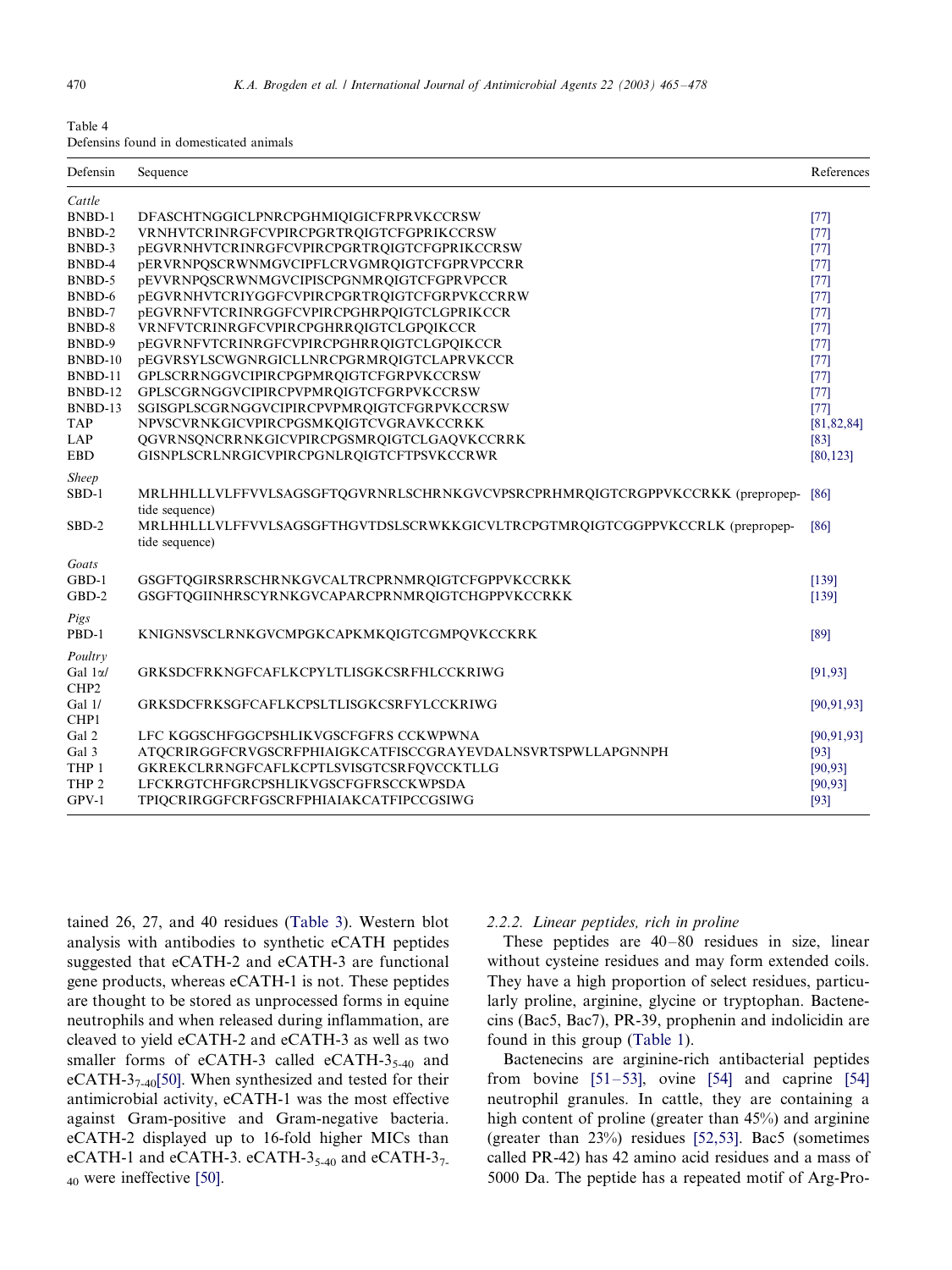Table 4
Defensins found in domesticated animals

| Defensin | Sequence | References |
|---|---|---|
| *Cattle* | | |
| BNBD-1 | DFASCHTNGGICLPNRCPGHMIQIGICFRPRVKCCRSW | [77] |
| BNBD-2 | VRNHVTCRINRGFCVPIRCPGRTRQIGTCFGPRIKCCRSW | [77] |
| BNBD-3 | pEGVRNHVTCRINRGFCVPIRCPGRTRQIGTCFGPRIKCCRSW | [77] |
| BNBD-4 | pERVRNPQSCRWNMGVCIPFLCRVGMRQIGTCFGPRVPCCRR | [77] |
| BNBD-5 | pEVVRNPQSCRWNMGVCIPISCPGNMRQIGTCFGPRVPCCR | [77] |
| BNBD-6 | pEGVRNHVTCRIYGGFCVPIRCPGRTRQIGTCFGRPVKCCRRW | [77] |
| BNBD-7 | pEGVRNFVTCRINRGGFCVPIRCPGHRPQIGTCLGPRIKCCR | [77] |
| BNBD-8 | VRNFVTCRINRGFCVPIRCPGHRRQIGTCLGPQIKCCR | [77] |
| BNBD-9 | pEGVRNFVTCRINRGFCVPIRCPGHRRQIGTCLGPQIKCCR | [77] |
| BNBD-10 | pEGVRSYLSCWGNRGICLLNRCPGRMRQIGTCLAPRVKCCR | [77] |
| BNBD-11 | GPLSCRRNGGVCIPIRCPGPMRQIGTCFGRPVKCCRSW | [77] |
| BNBD-12 | GPLSCGRNGGVCIPIRCPVPMRQIGTCFGRPVKCCRSW | [77] |
| BNBD-13 | SGISGPLSCGRNGGVCIPIRCPVPMRQIGTCFGRPVKCCRSW | [77] |
| TAP | NPVSCVRNKGICVPIRCPGSMKQIGTCVGRAVKCCRKK | [81,82,84] |
| LAP | QGVRNSQNCRRNKGICVPIRCPGSMRQIGTCLGAQVKCCRRK | [83] |
| EBD | GISNPLSCRLNRGICVPIRCPGNLRQIGTCFTPSVKCCRWR | [80,123] |
| *Sheep* | | |
| SBD-1 | MRLHHLLLVLFFVVLSAGSGFTQGVRNRLSCHRNKGVCVPSRCPRHMRQIGTCRGPPVKCCRKK (prepropeptide sequence) | [86] |
| SBD-2 | MRLHHLLLVLFFVVLSAGSGFTHGVTDSLSCRWKKGICVLTRCPGTMRQIGTCGGPPVKCCRLK (prepropeptide sequence) | [86] |
| *Goats* | | |
| GBD-1 | GSGFTQGIRSRRSCHRNKGVCALTRCPRNMRQIGTCFGPPVKCCRKK | [139] |
| GBD-2 | GSGFTQGIINHRSCYRNKGVCAPARCPRNMRQIGTCHGPPVKCCRKK | [139] |
| *Pigs* | | |
| PBD-1 | KNIGNSVSCLRNKGVCMPGKCAPKMKQIGTCGMPQVKCCKRK | [89] |
| *Poultry* | | |
| Gal 1α/CHP2 | GRKSDCFRKNGFCAFLKCPYLTLISGKCSRFHLCCKRIWG | [91,93] |
| Gal 1/CHP1 | GRKSDCFRKSGFCAFLKCPSLTLISGKCSRFYLCCKRIWG | [90,91,93] |
| Gal 2 | LFC KGGSCHFGGCPSHLIKVGSCFGFRS CCKWPWNA | [90,91,93] |
| Gal 3 | ATQCRIRGGFCRVGSCRFPHIAIGKCATFISCCGRAYEVDALNSVRTSPWLLAPGNNPH | [93] |
| THP 1 | GKREKCLRRNGFCAFLKCPTLSVISGTCSRFQVCCKTLLG | [90,93] |
| THP 2 | LFCKRGTCHFGRCPSHLIKVGSCFGFRSCCKWPSDA | [90,93] |
| GPV-1 | TPIQCRIRGGFCRFGSCRFPHIAIAKCATFIPCCGSIWG | [93] |

tained 26, 27, and 40 residues (Table 3). Western blot analysis with antibodies to synthetic eCATH peptides suggested that eCATH-2 and eCATH-3 are functional gene products, whereas eCATH-1 is not. These peptides are thought to be stored as unprocessed forms in equine neutrophils and when released during inflammation, are cleaved to yield eCATH-2 and eCATH-3 as well as two smaller forms of eCATH-3 called eCATH-$3_{5\text{-}40}$ and eCATH-$3_{7\text{-}40}$[50]. When synthesized and tested for their antimicrobial activity, eCATH-1 was the most effective against Gram-positive and Gram-negative bacteria. eCATH-2 displayed up to 16-fold higher MICs than eCATH-1 and eCATH-3. eCATH-$3_{5\text{-}40}$ and eCATH-$3_{7\text{-}40}$ were ineffective [50].

### 2.2.2. Linear peptides, rich in proline

These peptides are 40–80 residues in size, linear without cysteine residues and may form extended coils. They have a high proportion of select residues, particularly proline, arginine, glycine or tryptophan. Bactenecins (Bac5, Bac7), PR-39, prophenin and indolicidin are found in this group (Table 1).

Bactenecins are arginine-rich antibacterial peptides from bovine [51–53], ovine [54] and caprine [54] neutrophil granules. In cattle, they are containing a high content of proline (greater than 45%) and arginine (greater than 23%) residues [52,53]. Bac5 (sometimes called PR-42) has 42 amino acid residues and a mass of 5000 Da. The peptide has a repeated motif of Arg-Pro-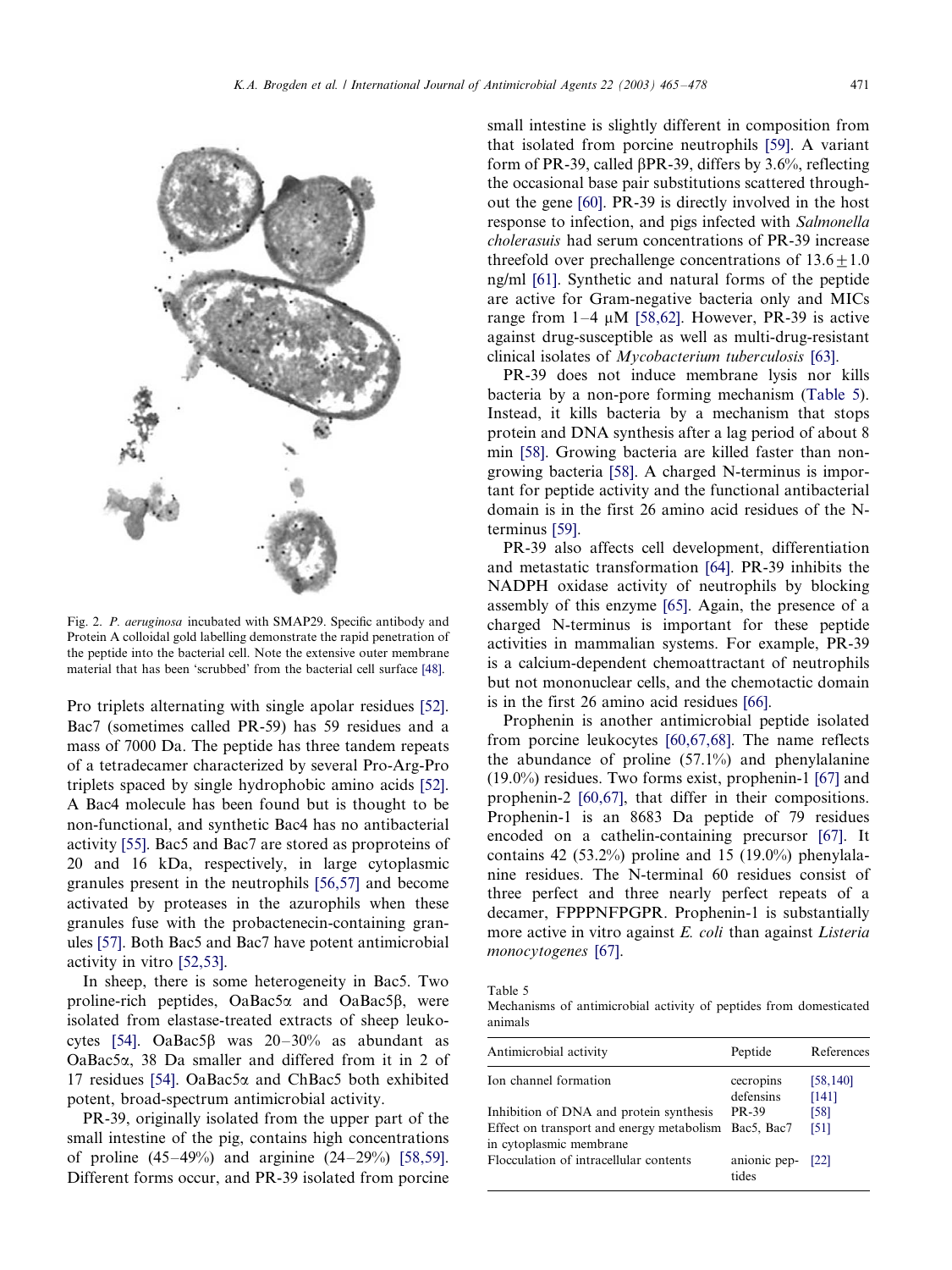Fig. 2. *P. aeruginosa* incubated with SMAP29. Specific antibody and Protein A colloidal gold labelling demonstrate the rapid penetration of the peptide into the bacterial cell. Note the extensive outer membrane material that has been 'scrubbed' from the bacterial cell surface [48].

Pro triplets alternating with single apolar residues [52]. Bac7 (sometimes called PR-59) has 59 residues and a mass of 7000 Da. The peptide has three tandem repeats of a tetradecamer characterized by several Pro-Arg-Pro triplets spaced by single hydrophobic amino acids [52]. A Bac4 molecule has been found but is thought to be non-functional, and synthetic Bac4 has no antibacterial activity [55]. Bac5 and Bac7 are stored as proproteins of 20 and 16 kDa, respectively, in large cytoplasmic granules present in the neutrophils [56,57] and become activated by proteases in the azurophils when these granules fuse with the probactenecin-containing granules [57]. Both Bac5 and Bac7 have potent antimicrobial activity in vitro [52,53].

In sheep, there is some heterogeneity in Bac5. Two proline-rich peptides, OaBac5α and OaBac5β, were isolated from elastase-treated extracts of sheep leukocytes [54]. OaBac5β was 20–30% as abundant as OaBac5α, 38 Da smaller and differed from it in 2 of 17 residues [54]. OaBac5α and ChBac5 both exhibited potent, broad-spectrum antimicrobial activity.

PR-39, originally isolated from the upper part of the small intestine of the pig, contains high concentrations of proline (45–49%) and arginine (24–29%) [58,59]. Different forms occur, and PR-39 isolated from porcine small intestine is slightly different in composition from that isolated from porcine neutrophils [59]. A variant form of PR-39, called βPR-39, differs by 3.6%, reflecting the occasional base pair substitutions scattered throughout the gene [60]. PR-39 is directly involved in the host response to infection, and pigs infected with *Salmonella cholerasuis* had serum concentrations of PR-39 increase threefold over prechallenge concentrations of $13.6 \pm 1.0$ ng/ml [61]. Synthetic and natural forms of the peptide are active for Gram-negative bacteria only and MICs range from 1–4 μM [58,62]. However, PR-39 is active against drug-susceptible as well as multi-drug-resistant clinical isolates of *Mycobacterium tuberculosis* [63].

PR-39 does not induce membrane lysis nor kills bacteria by a non-pore forming mechanism (Table 5). Instead, it kills bacteria by a mechanism that stops protein and DNA synthesis after a lag period of about 8 min [58]. Growing bacteria are killed faster than non-growing bacteria [58]. A charged N-terminus is important for peptide activity and the functional antibacterial domain is in the first 26 amino acid residues of the N-terminus [59].

PR-39 also affects cell development, differentiation and metastatic transformation [64]. PR-39 inhibits the NADPH oxidase activity of neutrophils by blocking assembly of this enzyme [65]. Again, the presence of a charged N-terminus is important for these peptide activities in mammalian systems. For example, PR-39 is a calcium-dependent chemoattractant of neutrophils but not mononuclear cells, and the chemotactic domain is in the first 26 amino acid residues [66].

Prophenin is another antimicrobial peptide isolated from porcine leukocytes [60,67,68]. The name reflects the abundance of proline (57.1%) and phenylalanine (19.0%) residues. Two forms exist, prophenin-1 [67] and prophenin-2 [60,67], that differ in their compositions. Prophenin-1 is an 8683 Da peptide of 79 residues encoded on a cathelin-containing precursor [67]. It contains 42 (53.2%) proline and 15 (19.0%) phenylalanine residues. The N-terminal 60 residues consist of three perfect and three nearly perfect repeats of a decamer, FPPPNFPGPR. Prophenin-1 is substantially more active in vitro against *E. coli* than against *Listeria monocytogenes* [67].

Table 5
Mechanisms of antimicrobial activity of peptides from domesticated animals

| Antimicrobial activity | Peptide | References |
|---|---|---|
| Ion channel formation | cecropins | [58,140] |
| | defensins | [141] |
| Inhibition of DNA and protein synthesis | PR-39 | [58] |
| Effect on transport and energy metabolism in cytoplasmic membrane | Bac5, Bac7 | [51] |
| Flocculation of intracellular contents | anionic peptides | [22] |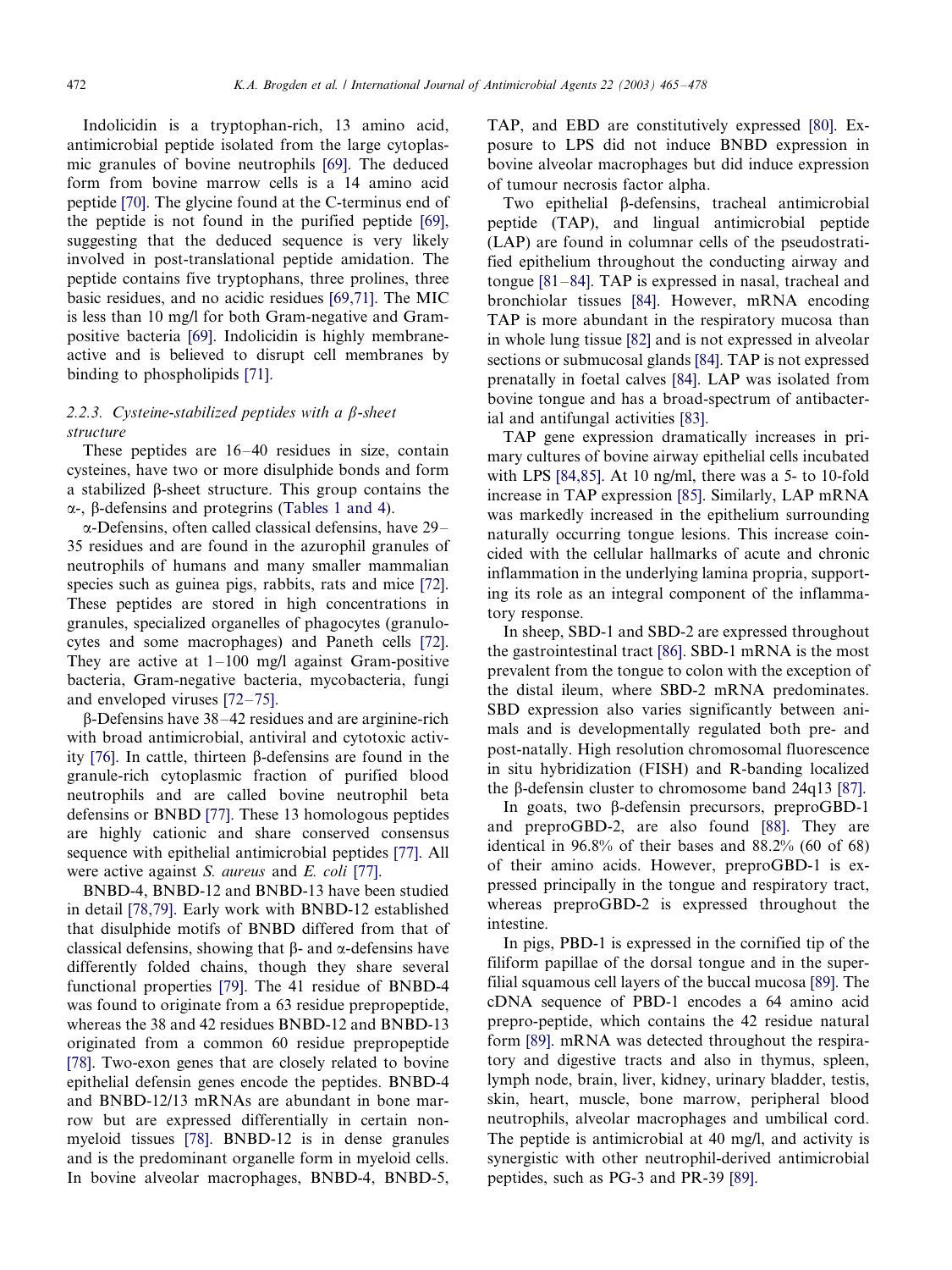Indolicidin is a tryptophan-rich, 13 amino acid, antimicrobial peptide isolated from the large cytoplasmic granules of bovine neutrophils [69]. The deduced form from bovine marrow cells is a 14 amino acid peptide [70]. The glycine found at the C-terminus end of the peptide is not found in the purified peptide [69], suggesting that the deduced sequence is very likely involved in post-translational peptide amidation. The peptide contains five tryptophans, three prolines, three basic residues, and no acidic residues [69,71]. The MIC is less than 10 mg/l for both Gram-negative and Gram-positive bacteria [69]. Indolicidin is highly membrane-active and is believed to disrupt cell membranes by binding to phospholipids [71].

### 2.2.3. Cysteine-stabilized peptides with a β-sheet structure

These peptides are 16–40 residues in size, contain cysteines, have two or more disulphide bonds and form a stabilized β-sheet structure. This group contains the α-, β-defensins and protegrins (Tables 1 and 4).

α-Defensins, often called classical defensins, have 29–35 residues and are found in the azurophil granules of neutrophils of humans and many smaller mammalian species such as guinea pigs, rabbits, rats and mice [72]. These peptides are stored in high concentrations in granules, specialized organelles of phagocytes (granulocytes and some macrophages) and Paneth cells [72]. They are active at 1–100 mg/l against Gram-positive bacteria, Gram-negative bacteria, mycobacteria, fungi and enveloped viruses [72–75].

β-Defensins have 38–42 residues and are arginine-rich with broad antimicrobial, antiviral and cytotoxic activity [76]. In cattle, thirteen β-defensins are found in the granule-rich cytoplasmic fraction of purified blood neutrophils and are called bovine neutrophil beta defensins or BNBD [77]. These 13 homologous peptides are highly cationic and share conserved consensus sequence with epithelial antimicrobial peptides [77]. All were active against *S. aureus* and *E. coli* [77].

BNBD-4, BNBD-12 and BNBD-13 have been studied in detail [78,79]. Early work with BNBD-12 established that disulphide motifs of BNBD differed from that of classical defensins, showing that β- and α-defensins have differently folded chains, though they share several functional properties [79]. The 41 residue of BNBD-4 was found to originate from a 63 residue prepropeptide, whereas the 38 and 42 residues BNBD-12 and BNBD-13 originated from a common 60 residue prepropeptide [78]. Two-exon genes that are closely related to bovine epithelial defensin genes encode the peptides. BNBD-4 and BNBD-12/13 mRNAs are abundant in bone marrow but are expressed differentially in certain non-myeloid tissues [78]. BNBD-12 is in dense granules and is the predominant organelle form in myeloid cells. In bovine alveolar macrophages, BNBD-4, BNBD-5, TAP, and EBD are constitutively expressed [80]. Exposure to LPS did not induce BNBD expression in bovine alveolar macrophages but did induce expression of tumour necrosis factor alpha.

Two epithelial β-defensins, tracheal antimicrobial peptide (TAP), and lingual antimicrobial peptide (LAP) are found in columnar cells of the pseudostratified epithelium throughout the conducting airway and tongue [81–84]. TAP is expressed in nasal, tracheal and bronchiolar tissues [84]. However, mRNA encoding TAP is more abundant in the respiratory mucosa than in whole lung tissue [82] and is not expressed in alveolar sections or submucosal glands [84]. TAP is not expressed prenatally in foetal calves [84]. LAP was isolated from bovine tongue and has a broad-spectrum of antibacterial and antifungal activities [83].

TAP gene expression dramatically increases in primary cultures of bovine airway epithelial cells incubated with LPS [84,85]. At 10 ng/ml, there was a 5- to 10-fold increase in TAP expression [85]. Similarly, LAP mRNA was markedly increased in the epithelium surrounding naturally occurring tongue lesions. This increase coincided with the cellular hallmarks of acute and chronic inflammation in the underlying lamina propria, supporting its role as an integral component of the inflammatory response.

In sheep, SBD-1 and SBD-2 are expressed throughout the gastrointestinal tract [86]. SBD-1 mRNA is the most prevalent from the tongue to colon with the exception of the distal ileum, where SBD-2 mRNA predominates. SBD expression also varies significantly between animals and is developmentally regulated both pre- and post-natally. High resolution chromosomal fluorescence in situ hybridization (FISH) and R-banding localized the β-defensin cluster to chromosome band 24q13 [87].

In goats, two β-defensin precursors, preproGBD-1 and preproGBD-2, are also found [88]. They are identical in 96.8% of their bases and 88.2% (60 of 68) of their amino acids. However, preproGBD-1 is expressed principally in the tongue and respiratory tract, whereas preproGBD-2 is expressed throughout the intestine.

In pigs, PBD-1 is expressed in the cornified tip of the filiform papillae of the dorsal tongue and in the superfilial squamous cell layers of the buccal mucosa [89]. The cDNA sequence of PBD-1 encodes a 64 amino acid prepro-peptide, which contains the 42 residue natural form [89]. mRNA was detected throughout the respiratory and digestive tracts and also in thymus, spleen, lymph node, brain, liver, kidney, urinary bladder, testis, skin, heart, muscle, bone marrow, peripheral blood neutrophils, alveolar macrophages and umbilical cord. The peptide is antimicrobial at 40 mg/l, and activity is synergistic with other neutrophil-derived antimicrobial peptides, such as PG-3 and PR-39 [89].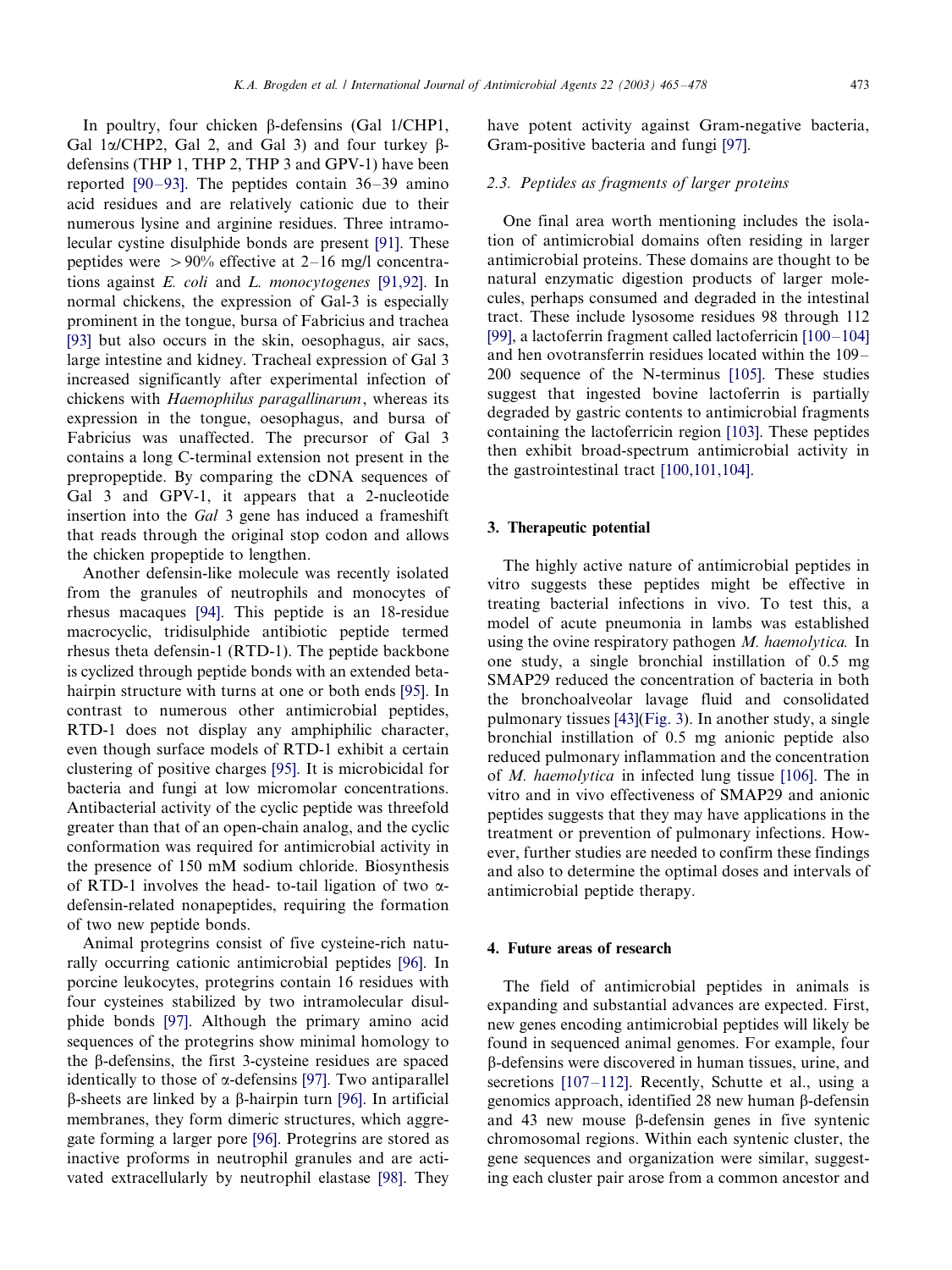In poultry, four chicken β-defensins (Gal 1/CHP1, Gal 1α/CHP2, Gal 2, and Gal 3) and four turkey β-defensins (THP 1, THP 2, THP 3 and GPV-1) have been reported [90–93]. The peptides contain 36–39 amino acid residues and are relatively cationic due to their numerous lysine and arginine residues. Three intramolecular cystine disulphide bonds are present [91]. These peptides were >90% effective at 2–16 mg/l concentrations against *E. coli* and *L. monocytogenes* [91,92]. In normal chickens, the expression of Gal-3 is especially prominent in the tongue, bursa of Fabricius and trachea [93] but also occurs in the skin, oesophagus, air sacs, large intestine and kidney. Tracheal expression of Gal 3 increased significantly after experimental infection of chickens with *Haemophilus paragallinarum*, whereas its expression in the tongue, oesophagus, and bursa of Fabricius was unaffected. The precursor of Gal 3 contains a long C-terminal extension not present in the prepropeptide. By comparing the cDNA sequences of Gal 3 and GPV-1, it appears that a 2-nucleotide insertion into the *Gal* 3 gene has induced a frameshift that reads through the original stop codon and allows the chicken propeptide to lengthen.

Another defensin-like molecule was recently isolated from the granules of neutrophils and monocytes of rhesus macaques [94]. This peptide is an 18-residue macrocyclic, tridisulphide antibiotic peptide termed rhesus theta defensin-1 (RTD-1). The peptide backbone is cyclized through peptide bonds with an extended beta-hairpin structure with turns at one or both ends [95]. In contrast to numerous other antimicrobial peptides, RTD-1 does not display any amphiphilic character, even though surface models of RTD-1 exhibit a certain clustering of positive charges [95]. It is microbicidal for bacteria and fungi at low micromolar concentrations. Antibacterial activity of the cyclic peptide was threefold greater than that of an open-chain analog, and the cyclic conformation was required for antimicrobial activity in the presence of 150 mM sodium chloride. Biosynthesis of RTD-1 involves the head- to-tail ligation of two α-defensin-related nonapeptides, requiring the formation of two new peptide bonds.

Animal protegrins consist of five cysteine-rich naturally occurring cationic antimicrobial peptides [96]. In porcine leukocytes, protegrins contain 16 residues with four cysteines stabilized by two intramolecular disulphide bonds [97]. Although the primary amino acid sequences of the protegrins show minimal homology to the β-defensins, the first 3-cysteine residues are spaced identically to those of α-defensins [97]. Two antiparallel β-sheets are linked by a β-hairpin turn [96]. In artificial membranes, they form dimeric structures, which aggregate forming a larger pore [96]. Protegrins are stored as inactive proforms in neutrophil granules and are activated extracellularly by neutrophil elastase [98]. They have potent activity against Gram-negative bacteria, Gram-positive bacteria and fungi [97].

### 2.3. Peptides as fragments of larger proteins

One final area worth mentioning includes the isolation of antimicrobial domains often residing in larger antimicrobial proteins. These domains are thought to be natural enzymatic digestion products of larger molecules, perhaps consumed and degraded in the intestinal tract. These include lysosome residues 98 through 112 [99], a lactoferrin fragment called lactoferricin [100–104] and hen ovotransferrin residues located within the 109–200 sequence of the N-terminus [105]. These studies suggest that ingested bovine lactoferrin is partially degraded by gastric contents to antimicrobial fragments containing the lactoferricin region [103]. These peptides then exhibit broad-spectrum antimicrobial activity in the gastrointestinal tract [100,101,104].

## 3. Therapeutic potential

The highly active nature of antimicrobial peptides in vitro suggests these peptides might be effective in treating bacterial infections in vivo. To test this, a model of acute pneumonia in lambs was established using the ovine respiratory pathogen *M. haemolytica.* In one study, a single bronchial instillation of 0.5 mg SMAP29 reduced the concentration of bacteria in both the bronchoalveolar lavage fluid and consolidated pulmonary tissues [43](Fig. 3). In another study, a single bronchial instillation of 0.5 mg anionic peptide also reduced pulmonary inflammation and the concentration of *M. haemolytica* in infected lung tissue [106]. The in vitro and in vivo effectiveness of SMAP29 and anionic peptides suggests that they may have applications in the treatment or prevention of pulmonary infections. However, further studies are needed to confirm these findings and also to determine the optimal doses and intervals of antimicrobial peptide therapy.

## 4. Future areas of research

The field of antimicrobial peptides in animals is expanding and substantial advances are expected. First, new genes encoding antimicrobial peptides will likely be found in sequenced animal genomes. For example, four β-defensins were discovered in human tissues, urine, and secretions [107–112]. Recently, Schutte et al., using a genomics approach, identified 28 new human β-defensin and 43 new mouse β-defensin genes in five syntenic chromosomal regions. Within each syntenic cluster, the gene sequences and organization were similar, suggesting each cluster pair arose from a common ancestor and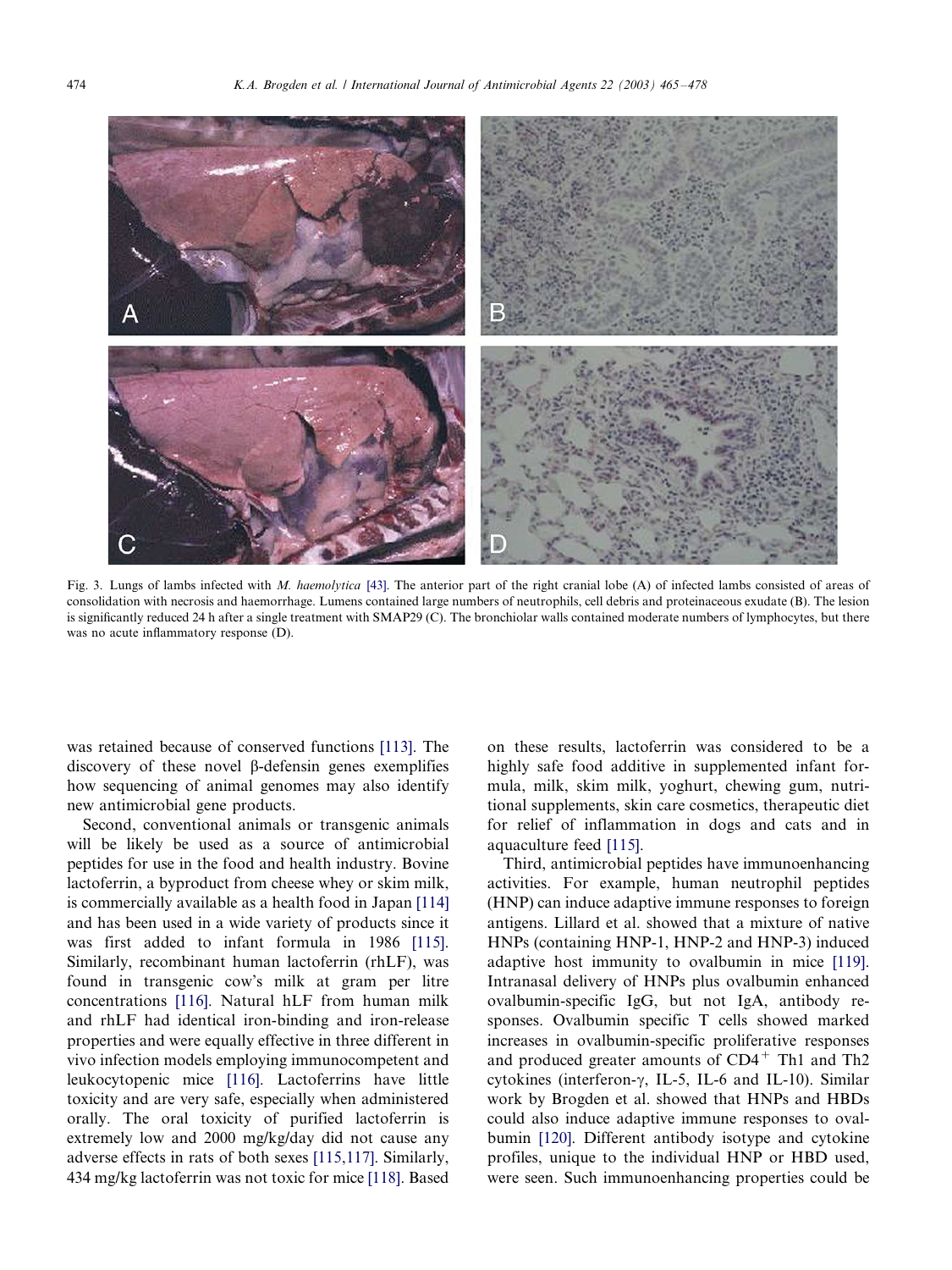Fig. 3. Lungs of lambs infected with *M. haemolytica* [43]. The anterior part of the right cranial lobe (A) of infected lambs consisted of areas of consolidation with necrosis and haemorrhage. Lumens contained large numbers of neutrophils, cell debris and proteinaceous exudate (B). The lesion is significantly reduced 24 h after a single treatment with SMAP29 (C). The bronchiolar walls contained moderate numbers of lymphocytes, but there was no acute inflammatory response (D).

was retained because of conserved functions [113]. The discovery of these novel β-defensin genes exemplifies how sequencing of animal genomes may also identify new antimicrobial gene products.

Second, conventional animals or transgenic animals will be likely be used as a source of antimicrobial peptides for use in the food and health industry. Bovine lactoferrin, a byproduct from cheese whey or skim milk, is commercially available as a health food in Japan [114] and has been used in a wide variety of products since it was first added to infant formula in 1986 [115]. Similarly, recombinant human lactoferrin (rhLF), was found in transgenic cow's milk at gram per litre concentrations [116]. Natural hLF from human milk and rhLF had identical iron-binding and iron-release properties and were equally effective in three different in vivo infection models employing immunocompetent and leukocytopenic mice [116]. Lactoferrins have little toxicity and are very safe, especially when administered orally. The oral toxicity of purified lactoferrin is extremely low and 2000 mg/kg/day did not cause any adverse effects in rats of both sexes [115,117]. Similarly, 434 mg/kg lactoferrin was not toxic for mice [118]. Based on these results, lactoferrin was considered to be a highly safe food additive in supplemented infant formula, milk, skim milk, yoghurt, chewing gum, nutritional supplements, skin care cosmetics, therapeutic diet for relief of inflammation in dogs and cats and in aquaculture feed [115].

Third, antimicrobial peptides have immunoenhancing activities. For example, human neutrophil peptides (HNP) can induce adaptive immune responses to foreign antigens. Lillard et al. showed that a mixture of native HNPs (containing HNP-1, HNP-2 and HNP-3) induced adaptive host immunity to ovalbumin in mice [119]. Intranasal delivery of HNPs plus ovalbumin enhanced ovalbumin-specific IgG, but not IgA, antibody responses. Ovalbumin specific T cells showed marked increases in ovalbumin-specific proliferative responses and produced greater amounts of $CD4^{+}$ Th1 and Th2 cytokines (interferon-γ, IL-5, IL-6 and IL-10). Similar work by Brogden et al. showed that HNPs and HBDs could also induce adaptive immune responses to ovalbumin [120]. Different antibody isotype and cytokine profiles, unique to the individual HNP or HBD used, were seen. Such immunoenhancing properties could be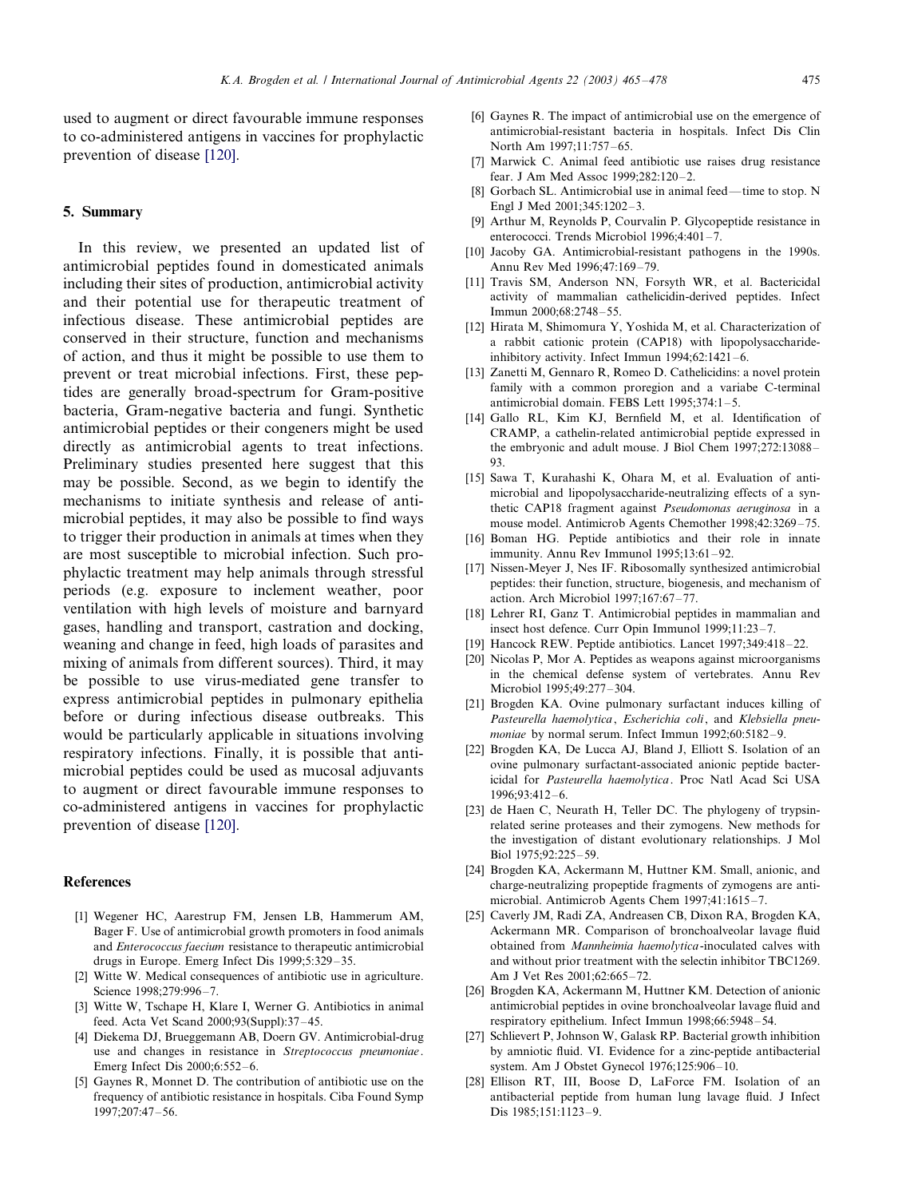used to augment or direct favourable immune responses to co-administered antigens in vaccines for prophylactic prevention of disease [120].

## 5. Summary

In this review, we presented an updated list of antimicrobial peptides found in domesticated animals including their sites of production, antimicrobial activity and their potential use for therapeutic treatment of infectious disease. These antimicrobial peptides are conserved in their structure, function and mechanisms of action, and thus it might be possible to use them to prevent or treat microbial infections. First, these peptides are generally broad-spectrum for Gram-positive bacteria, Gram-negative bacteria and fungi. Synthetic antimicrobial peptides or their congeners might be used directly as antimicrobial agents to treat infections. Preliminary studies presented here suggest that this may be possible. Second, as we begin to identify the mechanisms to initiate synthesis and release of antimicrobial peptides, it may also be possible to find ways to trigger their production in animals at times when they are most susceptible to microbial infection. Such prophylactic treatment may help animals through stressful periods (e.g. exposure to inclement weather, poor ventilation with high levels of moisture and barnyard gases, handling and transport, castration and docking, weaning and change in feed, high loads of parasites and mixing of animals from different sources). Third, it may be possible to use virus-mediated gene transfer to express antimicrobial peptides in pulmonary epithelia before or during infectious disease outbreaks. This would be particularly applicable in situations involving respiratory infections. Finally, it is possible that antimicrobial peptides could be used as mucosal adjuvants to augment or direct favourable immune responses to co-administered antigens in vaccines for prophylactic prevention of disease [120].

## References

[1] Wegener HC, Aarestrup FM, Jensen LB, Hammerum AM, Bager F. Use of antimicrobial growth promoters in food animals and *Enterococcus faecium* resistance to therapeutic antimicrobial drugs in Europe. Emerg Infect Dis 1999;5:329–35.

[2] Witte W. Medical consequences of antibiotic use in agriculture. Science 1998;279:996–7.

[3] Witte W, Tschape H, Klare I, Werner G. Antibiotics in animal feed. Acta Vet Scand 2000;93(Suppl):37–45.

[4] Diekema DJ, Brueggemann AB, Doern GV. Antimicrobial-drug use and changes in resistance in *Streptococcus pneumoniae*. Emerg Infect Dis 2000;6:552–6.

[5] Gaynes R, Monnet D. The contribution of antibiotic use on the frequency of antibiotic resistance in hospitals. Ciba Found Symp 1997;207:47–56.

[6] Gaynes R. The impact of antimicrobial use on the emergence of antimicrobial-resistant bacteria in hospitals. Infect Dis Clin North Am 1997;11:757–65.

[7] Marwick C. Animal feed antibiotic use raises drug resistance fear. J Am Med Assoc 1999;282:120–2.

[8] Gorbach SL. Antimicrobial use in animal feed—time to stop. N Engl J Med 2001;345:1202–3.

[9] Arthur M, Reynolds P, Courvalin P. Glycopeptide resistance in enterococci. Trends Microbiol 1996;4:401–7.

[10] Jacoby GA. Antimicrobial-resistant pathogens in the 1990s. Annu Rev Med 1996;47:169–79.

[11] Travis SM, Anderson NN, Forsyth WR, et al. Bactericidal activity of mammalian cathelicidin-derived peptides. Infect Immun 2000;68:2748–55.

[12] Hirata M, Shimomura Y, Yoshida M, et al. Characterization of a rabbit cationic protein (CAP18) with lipopolysaccharide-inhibitory activity. Infect Immun 1994;62:1421–6.

[13] Zanetti M, Gennaro R, Romeo D. Cathelicidins: a novel protein family with a common proregion and a variabe C-terminal antimicrobial domain. FEBS Lett 1995;374:1–5.

[14] Gallo RL, Kim KJ, Bernfield M, et al. Identification of CRAMP, a cathelin-related antimicrobial peptide expressed in the embryonic and adult mouse. J Biol Chem 1997;272:13088–93.

[15] Sawa T, Kurahashi K, Ohara M, et al. Evaluation of antimicrobial and lipopolysaccharide-neutralizing effects of a synthetic CAP18 fragment against *Pseudomonas aeruginosa* in a mouse model. Antimicrob Agents Chemother 1998;42:3269–75.

[16] Boman HG. Peptide antibiotics and their role in innate immunity. Annu Rev Immunol 1995;13:61–92.

[17] Nissen-Meyer J, Nes IF. Ribosomally synthesized antimicrobial peptides: their function, structure, biogenesis, and mechanism of action. Arch Microbiol 1997;167:67–77.

[18] Lehrer RI, Ganz T. Antimicrobial peptides in mammalian and insect host defence. Curr Opin Immunol 1999;11:23–7.

[19] Hancock REW. Peptide antibiotics. Lancet 1997;349:418–22.

[20] Nicolas P, Mor A. Peptides as weapons against microorganisms in the chemical defense system of vertebrates. Annu Rev Microbiol 1995;49:277–304.

[21] Brogden KA. Ovine pulmonary surfactant induces killing of *Pasteurella haemolytica*, *Escherichia coli*, and *Klebsiella pneumoniae* by normal serum. Infect Immun 1992;60:5182–9.

[22] Brogden KA, De Lucca AJ, Bland J, Elliott S. Isolation of an ovine pulmonary surfactant-associated anionic peptide bactericidal for *Pasteurella haemolytica*. Proc Natl Acad Sci USA 1996;93:412–6.

[23] de Haen C, Neurath H, Teller DC. The phylogeny of trypsin-related serine proteases and their zymogens. New methods for the investigation of distant evolutionary relationships. J Mol Biol 1975;92:225–59.

[24] Brogden KA, Ackermann M, Huttner KM. Small, anionic, and charge-neutralizing propeptide fragments of zymogens are antimicrobial. Antimicrob Agents Chem 1997;41:1615–7.

[25] Caverly JM, Radi ZA, Andreasen CB, Dixon RA, Brogden KA, Ackermann MR. Comparison of bronchoalveolar lavage fluid obtained from *Mannheimia haemolytica*-inoculated calves with and without prior treatment with the selectin inhibitor TBC1269. Am J Vet Res 2001;62:665–72.

[26] Brogden KA, Ackermann M, Huttner KM. Detection of anionic antimicrobial peptides in ovine bronchoalveolar lavage fluid and respiratory epithelium. Infect Immun 1998;66:5948–54.

[27] Schlievert P, Johnson W, Galask RP. Bacterial growth inhibition by amniotic fluid. VI. Evidence for a zinc-peptide antibacterial system. Am J Obstet Gynecol 1976;125:906–10.

[28] Ellison RT, III, Boose D, LaForce FM. Isolation of an antibacterial peptide from human lung lavage fluid. J Infect Dis 1985;151:1123–9.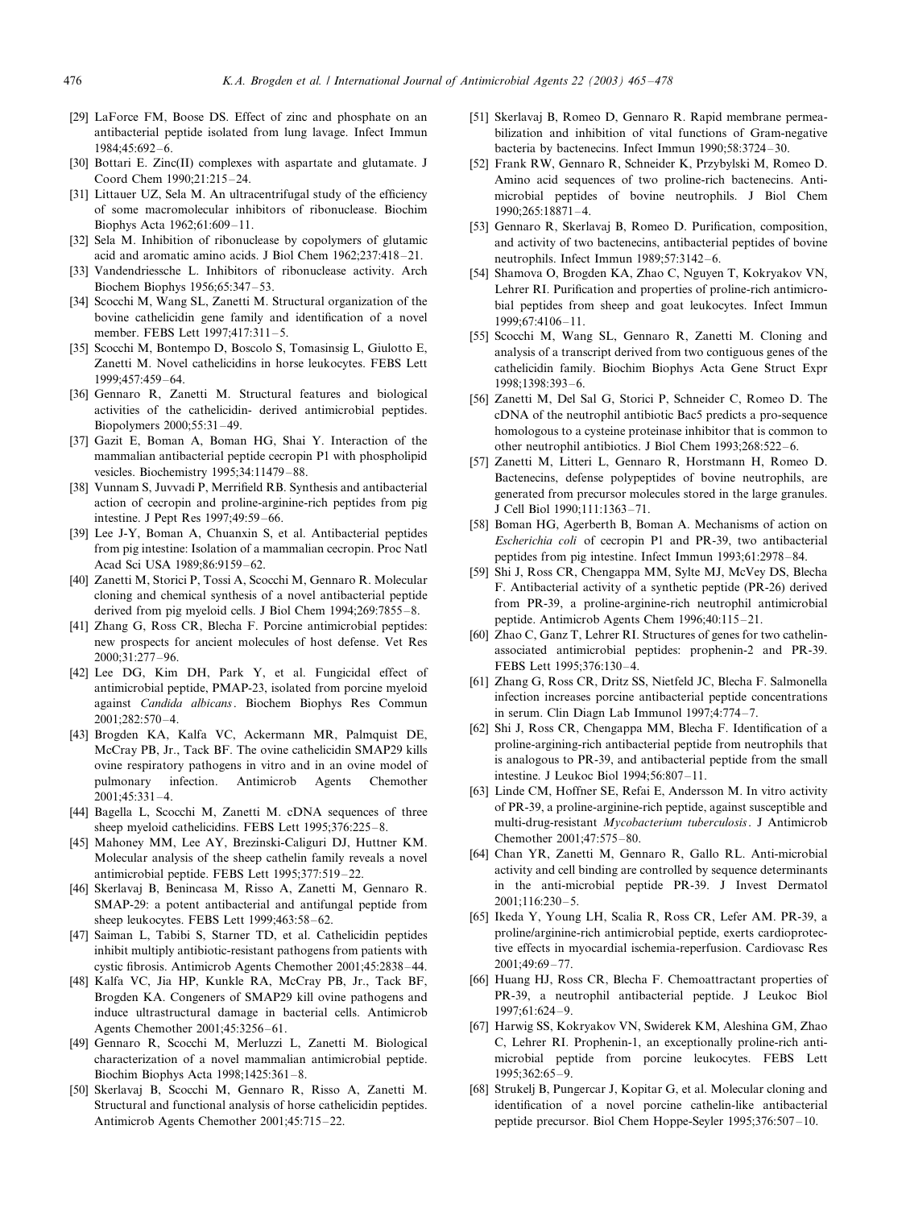[29] LaForce FM, Boose DS. Effect of zinc and phosphate on an antibacterial peptide isolated from lung lavage. Infect Immun 1984;45:692–6.

[30] Bottari E. Zinc(II) complexes with aspartate and glutamate. J Coord Chem 1990;21:215–24.

[31] Littauer UZ, Sela M. An ultracentrifugal study of the efficiency of some macromolecular inhibitors of ribonuclease. Biochim Biophys Acta 1962;61:609–11.

[32] Sela M. Inhibition of ribonuclease by copolymers of glutamic acid and aromatic amino acids. J Biol Chem 1962;237:418–21.

[33] Vandendriessche L. Inhibitors of ribonuclease activity. Arch Biochem Biophys 1956;65:347–53.

[34] Scocchi M, Wang SL, Zanetti M. Structural organization of the bovine cathelicidin gene family and identification of a novel member. FEBS Lett 1997;417:311–5.

[35] Scocchi M, Bontempo D, Boscolo S, Tomasinsig L, Giulotto E, Zanetti M. Novel cathelicidins in horse leukocytes. FEBS Lett 1999;457:459–64.

[36] Gennaro R, Zanetti M. Structural features and biological activities of the cathelicidin- derived antimicrobial peptides. Biopolymers 2000;55:31–49.

[37] Gazit E, Boman A, Boman HG, Shai Y. Interaction of the mammalian antibacterial peptide cecropin P1 with phospholipid vesicles. Biochemistry 1995;34:11479–88.

[38] Vunnam S, Juvvadi P, Merrifield RB. Synthesis and antibacterial action of cecropin and proline-arginine-rich peptides from pig intestine. J Pept Res 1997;49:59–66.

[39] Lee J-Y, Boman A, Chuanxin S, et al. Antibacterial peptides from pig intestine: Isolation of a mammalian cecropin. Proc Natl Acad Sci USA 1989;86:9159–62.

[40] Zanetti M, Storici P, Tossi A, Scocchi M, Gennaro R. Molecular cloning and chemical synthesis of a novel antibacterial peptide derived from pig myeloid cells. J Biol Chem 1994;269:7855–8.

[41] Zhang G, Ross CR, Blecha F. Porcine antimicrobial peptides: new prospects for ancient molecules of host defense. Vet Res 2000;31:277–96.

[42] Lee DG, Kim DH, Park Y, et al. Fungicidal effect of antimicrobial peptide, PMAP-23, isolated from porcine myeloid against *Candida albicans*. Biochem Biophys Res Commun 2001;282:570–4.

[43] Brogden KA, Kalfa VC, Ackermann MR, Palmquist DE, McCray PB, Jr., Tack BF. The ovine cathelicidin SMAP29 kills ovine respiratory pathogens in vitro and in an ovine model of pulmonary infection. Antimicrob Agents Chemother 2001;45:331–4.

[44] Bagella L, Scocchi M, Zanetti M. cDNA sequences of three sheep myeloid cathelicidins. FEBS Lett 1995;376:225–8.

[45] Mahoney MM, Lee AY, Brezinski-Caliguri DJ, Huttner KM. Molecular analysis of the sheep cathelin family reveals a novel antimicrobial peptide. FEBS Lett 1995;377:519–22.

[46] Skerlavaj B, Benincasa M, Risso A, Zanetti M, Gennaro R. SMAP-29: a potent antibacterial and antifungal peptide from sheep leukocytes. FEBS Lett 1999;463:58–62.

[47] Saiman L, Tabibi S, Starner TD, et al. Cathelicidin peptides inhibit multiply antibiotic-resistant pathogens from patients with cystic fibrosis. Antimicrob Agents Chemother 2001;45:2838–44.

[48] Kalfa VC, Jia HP, Kunkle RA, McCray PB, Jr., Tack BF, Brogden KA. Congeners of SMAP29 kill ovine pathogens and induce ultrastructural damage in bacterial cells. Antimicrob Agents Chemother 2001;45:3256–61.

[49] Gennaro R, Scocchi M, Merluzzi L, Zanetti M. Biological characterization of a novel mammalian antimicrobial peptide. Biochim Biophys Acta 1998;1425:361–8.

[50] Skerlavaj B, Scocchi M, Gennaro R, Risso A, Zanetti M. Structural and functional analysis of horse cathelicidin peptides. Antimicrob Agents Chemother 2001;45:715–22.

[51] Skerlavaj B, Romeo D, Gennaro R. Rapid membrane permeabilization and inhibition of vital functions of Gram-negative bacteria by bactenecins. Infect Immun 1990;58:3724–30.

[52] Frank RW, Gennaro R, Schneider K, Przybylski M, Romeo D. Amino acid sequences of two proline-rich bactenecins. Antimicrobial peptides of bovine neutrophils. J Biol Chem 1990;265:18871–4.

[53] Gennaro R, Skerlavaj B, Romeo D. Purification, composition, and activity of two bactenecins, antibacterial peptides of bovine neutrophils. Infect Immun 1989;57:3142–6.

[54] Shamova O, Brogden KA, Zhao C, Nguyen T, Kokryakov VN, Lehrer RI. Purification and properties of proline-rich antimicrobial peptides from sheep and goat leukocytes. Infect Immun 1999;67:4106–11.

[55] Scocchi M, Wang SL, Gennaro R, Zanetti M. Cloning and analysis of a transcript derived from two contiguous genes of the cathelicidin family. Biochim Biophys Acta Gene Struct Expr 1998;1398:393–6.

[56] Zanetti M, Del Sal G, Storici P, Schneider C, Romeo D. The cDNA of the neutrophil antibiotic Bac5 predicts a pro-sequence homologous to a cysteine proteinase inhibitor that is common to other neutrophil antibiotics. J Biol Chem 1993;268:522–6.

[57] Zanetti M, Litteri L, Gennaro R, Horstmann H, Romeo D. Bactenecins, defense polypeptides of bovine neutrophils, are generated from precursor molecules stored in the large granules. J Cell Biol 1990;111:1363–71.

[58] Boman HG, Agerberth B, Boman A. Mechanisms of action on *Escherichia coli* of cecropin P1 and PR-39, two antibacterial peptides from pig intestine. Infect Immun 1993;61:2978–84.

[59] Shi J, Ross CR, Chengappa MM, Sylte MJ, McVey DS, Blecha F. Antibacterial activity of a synthetic peptide (PR-26) derived from PR-39, a proline-arginine-rich neutrophil antimicrobial peptide. Antimicrob Agents Chem 1996;40:115–21.

[60] Zhao C, Ganz T, Lehrer RI. Structures of genes for two cathelin-associated antimicrobial peptides: prophenin-2 and PR-39. FEBS Lett 1995;376:130–4.

[61] Zhang G, Ross CR, Dritz SS, Nietfeld JC, Blecha F. Salmonella infection increases porcine antibacterial peptide concentrations in serum. Clin Diagn Lab Immunol 1997;4:774–7.

[62] Shi J, Ross CR, Chengappa MM, Blecha F. Identification of a proline-argining-rich antibacterial peptide from neutrophils that is analogous to PR-39, and antibacterial peptide from the small intestine. J Leukoc Biol 1994;56:807–11.

[63] Linde CM, Hoffner SE, Refai E, Andersson M. In vitro activity of PR-39, a proline-arginine-rich peptide, against susceptible and multi-drug-resistant *Mycobacterium tuberculosis*. J Antimicrob Chemother 2001;47:575–80.

[64] Chan YR, Zanetti M, Gennaro R, Gallo RL. Anti-microbial activity and cell binding are controlled by sequence determinants in the anti-microbial peptide PR-39. J Invest Dermatol 2001;116:230–5.

[65] Ikeda Y, Young LH, Scalia R, Ross CR, Lefer AM. PR-39, a proline/arginine-rich antimicrobial peptide, exerts cardioprotective effects in myocardial ischemia-reperfusion. Cardiovasc Res 2001;49:69–77.

[66] Huang HJ, Ross CR, Blecha F. Chemoattractant properties of PR-39, a neutrophil antibacterial peptide. J Leukoc Biol 1997;61:624–9.

[67] Harwig SS, Kokryakov VN, Swiderek KM, Aleshina GM, Zhao C, Lehrer RI. Prophenin-1, an exceptionally proline-rich antimicrobial peptide from porcine leukocytes. FEBS Lett 1995;362:65–9.

[68] Strukelj B, Pungercar J, Kopitar G, et al. Molecular cloning and identification of a novel porcine cathelin-like antibacterial peptide precursor. Biol Chem Hoppe-Seyler 1995;376:507–10.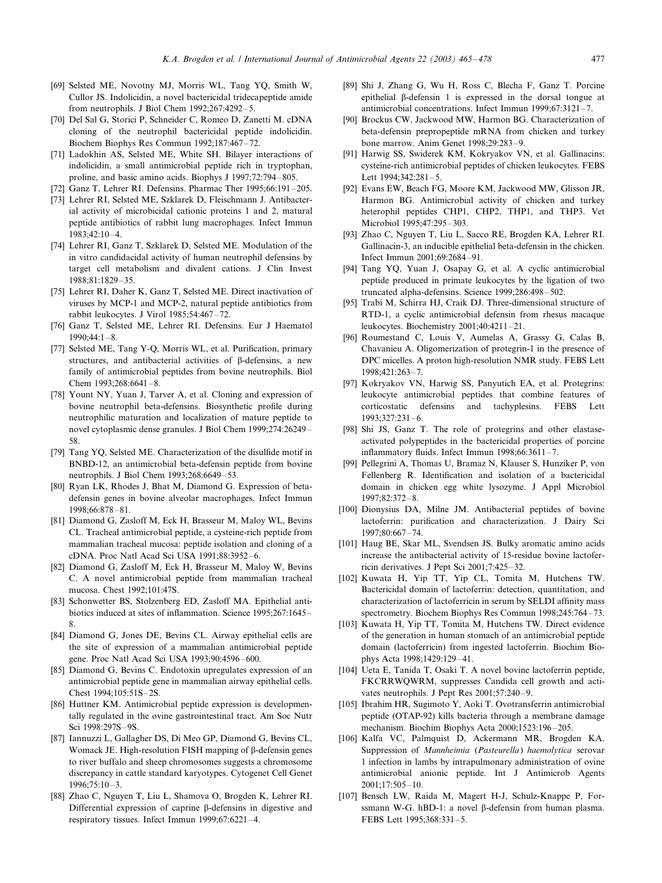[69] Selsted ME, Novotny MJ, Morris WL, Tang YQ, Smith W, Cullor JS. Indolicidin, a novel bactericidal tridecapeptide amide from neutrophils. J Biol Chem 1992;267:4292–5.

[70] Del Sal G, Storici P, Schneider C, Romeo D, Zanetti M. cDNA cloning of the neutrophil bactericidal peptide indolicidin. Biochem Biophys Res Commun 1992;187:467–72.

[71] Ladokhin AS, Selsted ME, White SH. Bilayer interactions of indolicidin, a small antimicrobial peptide rich in tryptophan, proline, and basic amino acids. Biophys J 1997;72:794–805.

[72] Ganz T, Lehrer RI. Defensins. Pharmac Ther 1995;66:191–205.

[73] Lehrer RI, Selsted ME, Szklarek D, Fleischmann J. Antibacterial activity of microbicidal cationic proteins 1 and 2, matural peptide antibiotics of rabbit lung macrophages. Infect Immun 1983;42:10–4.

[74] Lehrer RI, Ganz T, Szklarek D, Selsted ME. Modulation of the in vitro candidacidal activity of human neutrophil defensins by target cell metabolism and divalent cations. J Clin Invest 1988;81:1829–35.

[75] Lehrer RI, Daher K, Ganz T, Selsted ME. Direct inactivation of viruses by MCP-1 and MCP-2, natural peptide antibiotics from rabbit leukocytes. J Virol 1985;54:467–72.

[76] Ganz T, Selsted ME, Lehrer RI. Defensins. Eur J Haematol 1990;44:1–8.

[77] Selsted ME, Tang Y-Q, Morris WL, et al. Purification, primary structures, and antibacterial activities of β-defensins, a new family of antimicrobial peptides from bovine neutrophils. Biol Chem 1993;268:6641–8.

[78] Yount NY, Yuan J, Tarver A, et al. Cloning and expression of bovine neutrophil beta-defensins. Biosynthetic profile during neutrophilic maturation and localization of mature peptide to novel cytoplasmic dense granules. J Biol Chem 1999;274:26249–58.

[79] Tang YQ, Selsted ME. Characterization of the disulfide motif in BNBD-12, an antimicrobial beta-defensin peptide from bovine neutrophils. J Biol Chem 1993;268:6649–53.

[80] Ryan LK, Rhodes J, Bhat M, Diamond G. Expression of beta-defensin genes in bovine alveolar macrophages. Infect Immun 1998;66:878–81.

[81] Diamond G, Zasloff M, Eck H, Brasseur M, Maloy WL, Bevins CL. Tracheal antimicrobial peptide, a cysteine-rich peptide from mammalian tracheal mucosa: peptide isolation and cloning of a cDNA. Proc Natl Acad Sci USA 1991;88:3952–6.

[82] Diamond G, Zasloff M, Eck H, Brasseur M, Maloy W, Bevins C. A novel antimicrobial peptide from mammalian tracheal mucosa. Chest 1992;101:47S.

[83] Schonwetter BS, Stolzenberg ED, Zasloff MA. Epithelial antibiotics induced at sites of inflammation. Science 1995;267:1645–8.

[84] Diamond G, Jones DE, Bevins CL. Airway epithelial cells are the site of expression of a mammalian antimicrobial peptide gene. Proc Natl Acad Sci USA 1993;90:4596–600.

[85] Diamond G, Bevins C. Endotoxin upregulates expression of an antimicrobial peptide gene in mammalian airway epithelial cells. Chest 1994;105:51S–2S.

[86] Huttner KM. Antimicrobial peptide expression is developmentally regulated in the ovine gastrointestinal tract. Am Soc Nutr Sci 1998:297S–9S.

[87] Iannuzzi L, Gallagher DS, Di Meo GP, Diamond G, Bevins CL, Womack JE. High-resolution FISH mapping of β-defensin genes to river buffalo and sheep chromosomes suggests a chromosome discrepancy in cattle standard karyotypes. Cytogenet Cell Genet 1996;75:10–3.

[88] Zhao C, Nguyen T, Liu L, Shamova O, Brogden K, Lehrer RI. Differential expression of caprine β-defensins in digestive and respiratory tissues. Infect Immun 1999;67:6221–4.

[89] Shi J, Zhang G, Wu H, Ross C, Blecha F, Ganz T. Porcine epithelial β-defensin 1 is expressed in the dorsal tongue at antimicrobial concentrations. Infect Immun 1999;67:3121–7.

[90] Brockus CW, Jackwood MW, Harmon BG. Characterization of beta-defensin prepropeptide mRNA from chicken and turkey bone marrow. Anim Genet 1998;29:283–9.

[91] Harwig SS, Swiderek KM, Kokryakov VN, et al. Gallinacins: cysteine-rich antimicrobial peptides of chicken leukocytes. FEBS Lett 1994;342:281–5.

[92] Evans EW, Beach FG, Moore KM, Jackwood MW, Glisson JR, Harmon BG. Antimicrobial activity of chicken and turkey heterophil peptides CHP1, CHP2, THP1, and THP3. Vet Microbiol 1995;47:295–303.

[93] Zhao C, Nguyen T, Liu L, Sacco RE, Brogden KA, Lehrer RI. Gallinacin-3, an inducible epithelial beta-defensin in the chicken. Infect Immun 2001;69:2684–91.

[94] Tang YQ, Yuan J, Osapay G, et al. A cyclic antimicrobial peptide produced in primate leukocytes by the ligation of two truncated alpha-defensins. Science 1999;286:498–502.

[95] Trabi M, Schirra HJ, Craik DJ. Three-dimensional structure of RTD-1, a cyclic antimicrobial defensin from rhesus macaque leukocytes. Biochemistry 2001;40:4211–21.

[96] Roumestand C, Louis V, Aumelas A, Grassy G, Calas B, Chavanieu A. Oligomerization of protegrin-1 in the presence of DPC micelles. A proton high-resolution NMR study. FEBS Lett 1998;421:263–7.

[97] Kokryakov VN, Harwig SS, Panyutich EA, et al. Protegrins: leukocyte antimicrobial peptides that combine features of corticostatic defensins and tachyplesins. FEBS Lett 1993;327:231–6.

[98] Shi JS, Ganz T. The role of protegrins and other elastase-activated polypeptides in the bactericidal properties of porcine inflammatory fluids. Infect Immun 1998;66:3611–7.

[99] Pellegrini A, Thomas U, Bramaz N, Klauser S, Hunziker P, von Fellenberg R. Identification and isolation of a bactericidal domain in chicken egg white lysozyme. J Appl Microbiol 1997;82:372–8.

[100] Dionysius DA, Milne JM. Antibacterial peptides of bovine lactoferrin: purification and characterization. J Dairy Sci 1997;80:667–74.

[101] Haug BE, Skar ML, Svendsen JS. Bulky aromatic amino acids increase the antibacterial activity of 15-residue bovine lactoferricin derivatives. J Pept Sci 2001;7:425–32.

[102] Kuwata H, Yip TT, Yip CL, Tomita M, Hutchens TW. Bactericidal domain of lactoferrin: detection, quantitation, and characterization of lactoferricin in serum by SELDI affinity mass spectrometry. Biochem Biophys Res Commun 1998;245:764–73.

[103] Kuwata H, Yip TT, Tomita M, Hutchens TW. Direct evidence of the generation in human stomach of an antimicrobial peptide domain (lactoferricin) from ingested lactoferrin. Biochim Biophys Acta 1998;1429:129–41.

[104] Ueta E, Tanida T, Osaki T. A novel bovine lactoferrin peptide, FKCRRWQWRM, suppresses Candida cell growth and activates neutrophils. J Pept Res 2001;57:240–9.

[105] Ibrahim HR, Sugimoto Y, Aoki T. Ovotransferrin antimicrobial peptide (OTAP-92) kills bacteria through a membrane damage mechanism. Biochim Biophys Acta 2000;1523:196–205.

[106] Kalfa VC, Palmquist D, Ackermann MR, Brogden KA. Suppression of *Mannheimia* (*Pasteurella*) *haemolytica* serovar 1 infection in lambs by intrapulmonary administration of ovine antimicrobial anionic peptide. Int J Antimicrob Agents 2001;17:505–10.

[107] Bensch LW, Raida M, Magert H-J, Schulz-Knappe P, Forssmann W-G. hBD-1: a novel β-defensin from human plasma. FEBS Lett 1995;368:331–5.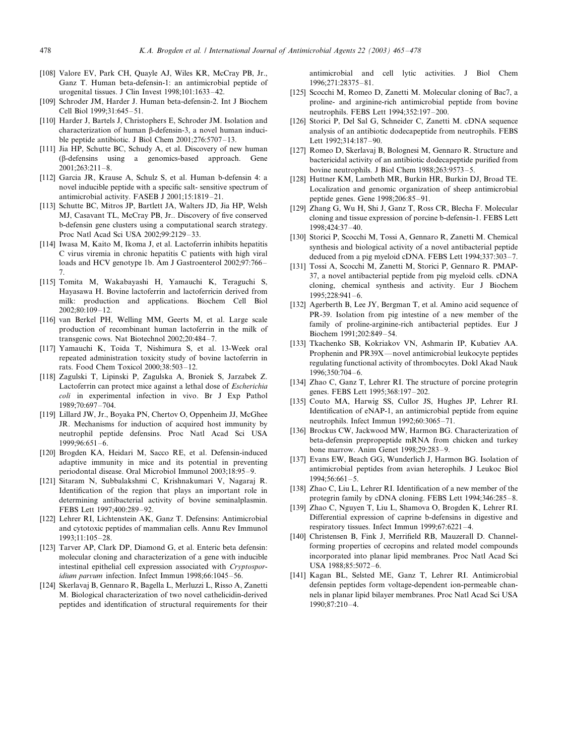[108] Valore EV, Park CH, Quayle AJ, Wiles KR, McCray PB, Jr., Ganz T. Human beta-defensin-1: an antimicrobial peptide of urogenital tissues. J Clin Invest 1998;101:1633–42.

[109] Schroder JM, Harder J. Human beta-defensin-2. Int J Biochem Cell Biol 1999;31:645–51.

[110] Harder J, Bartels J, Christophers E, Schroder JM. Isolation and characterization of human β-defensin-3, a novel human inducible peptide antibiotic. J Biol Chem 2001;276:5707–13.

[111] Jia HP, Schutte BC, Schudy A, et al. Discovery of new human (β-defensins using a genomics-based approach. Gene 2001;263:211–8.

[112] Garcia JR, Krause A, Schulz S, et al. Human b-defensin 4: a novel inducible peptide with a specific salt- sensitive spectrum of antimicrobial activity. FASEB J 2001;15:1819–21.

[113] Schutte BC, Mitros JP, Bartlett JA, Walters JD, Jia HP, Welsh MJ, Casavant TL, McCray PB, Jr.. Discovery of five conserved b-defensin gene clusters using a computational search strategy. Proc Natl Acad Sci USA 2002;99:2129–33.

[114] Iwasa M, Kaito M, Ikoma J, et al. Lactoferrin inhibits hepatitis C virus viremia in chronic hepatitis C patients with high viral loads and HCV genotype 1b. Am J Gastroenterol 2002;97:766–7.

[115] Tomita M, Wakabayashi H, Yamauchi K, Teraguchi S, Hayasawa H. Bovine lactoferrin and lactoferricin derived from milk: production and applications. Biochem Cell Biol 2002;80:109–12.

[116] van Berkel PH, Welling MM, Geerts M, et al. Large scale production of recombinant human lactoferrin in the milk of transgenic cows. Nat Biotechnol 2002;20:484–7.

[117] Yamauchi K, Toida T, Nishimura S, et al. 13-Week oral repeated administration toxicity study of bovine lactoferrin in rats. Food Chem Toxicol 2000;38:503–12.

[118] Zagulski T, Lipinski P, Zagulska A, Broniek S, Jarzabek Z. Lactoferrin can protect mice against a lethal dose of *Escherichia coli* in experimental infection in vivo. Br J Exp Pathol 1989;70:697–704.

[119] Lillard JW, Jr., Boyaka PN, Chertov O, Oppenheim JJ, McGhee JR. Mechanisms for induction of acquired host immunity by neutrophil peptide defensins. Proc Natl Acad Sci USA 1999;96:651–6.

[120] Brogden KA, Heidari M, Sacco RE, et al. Defensin-induced adaptive immunity in mice and its potential in preventing periodontal disease. Oral Microbiol Immunol 2003;18:95–9.

[121] Sitaram N, Subbalakshmi C, Krishnakumari V, Nagaraj R. Identification of the region that plays an important role in determining antibacterial activity of bovine seminalplasmin. FEBS Lett 1997;400:289–92.

[122] Lehrer RI, Lichtenstein AK, Ganz T. Defensins: Antimicrobial and cytotoxic peptides of mammalian cells. Annu Rev Immunol 1993;11:105–28.

[123] Tarver AP, Clark DP, Diamond G, et al. Enteric beta defensin: molecular cloning and characterization of a gene with inducible intestinal epithelial cell expression associated with *Cryptosporidium parvum* infection. Infect Immun 1998;66:1045–56.

[124] Skerlavaj B, Gennaro R, Bagella L, Merluzzi L, Risso A, Zanetti M. Biological characterization of two novel cathelicidin-derived peptides and identification of structural requirements for their antimicrobial and cell lytic activities. J Biol Chem 1996;271:28375–81.

[125] Scocchi M, Romeo D, Zanetti M. Molecular cloning of Bac7, a proline- and arginine-rich antimicrobial peptide from bovine neutrophils. FEBS Lett 1994;352:197–200.

[126] Storici P, Del Sal G, Schneider C, Zanetti M. cDNA sequence analysis of an antibiotic dodecapeptide from neutrophils. FEBS Lett 1992;314:187–90.

[127] Romeo D, Skerlavaj B, Bolognesi M, Gennaro R. Structure and bactericidal activity of an antibiotic dodecapeptide purified from bovine neutrophils. J Biol Chem 1988;263:9573–5.

[128] Huttner KM, Lambeth MR, Burkin HR, Burkin DJ, Broad TE. Localization and genomic organization of sheep antimicrobial peptide genes. Gene 1998;206:85–91.

[129] Zhang G, Wu H, Shi J, Ganz T, Ross CR, Blecha F. Molecular cloning and tissue expression of porcine b-defensin-1. FEBS Lett 1998;424:37–40.

[130] Storici P, Scocchi M, Tossi A, Gennaro R, Zanetti M. Chemical synthesis and biological activity of a novel antibacterial peptide deduced from a pig myeloid cDNA. FEBS Lett 1994;337:303–7.

[131] Tossi A, Scocchi M, Zanetti M, Storici P, Gennaro R. PMAP-37, a novel antibacterial peptide from pig myeloid cells. cDNA cloning, chemical synthesis and activity. Eur J Biochem 1995;228:941–6.

[132] Agerberth B, Lee JY, Bergman T, et al. Amino acid sequence of PR-39. Isolation from pig intestine of a new member of the family of proline-arginine-rich antibacterial peptides. Eur J Biochem 1991;202:849–54.

[133] Tkachenko SB, Kokriakov VN, Ashmarin IP, Kubatiev AA. Prophenin and PR39X—novel antimicrobial leukocyte peptides regulating functional activity of thrombocytes. Dokl Akad Nauk 1996;350:704–6.

[134] Zhao C, Ganz T, Lehrer RI. The structure of porcine protegrin genes. FEBS Lett 1995;368:197–202.

[135] Couto MA, Harwig SS, Cullor JS, Hughes JP, Lehrer RI. Identification of eNAP-1, an antimicrobial peptide from equine neutrophils. Infect Immun 1992;60:3065–71.

[136] Brockus CW, Jackwood MW, Harmon BG. Characterization of beta-defensin prepropeptide mRNA from chicken and turkey bone marrow. Anim Genet 1998;29:283–9.

[137] Evans EW, Beach GG, Wunderlich J, Harmon BG. Isolation of antimicrobial peptides from avian heterophils. J Leukoc Biol 1994;56:661–5.

[138] Zhao C, Liu L, Lehrer RI. Identification of a new member of the protegrin family by cDNA cloning. FEBS Lett 1994;346:285–8.

[139] Zhao C, Nguyen T, Liu L, Shamova O, Brogden K, Lehrer RI. Differential expression of caprine b-defensins in digestive and respiratory tissues. Infect Immun 1999;67:6221–4.

[140] Christensen B, Fink J, Merrifield RB, Mauzerall D. Channel-forming properties of cecropins and related model compounds incorporated into planar lipid membranes. Proc Natl Acad Sci USA 1988;85:5072–6.

[141] Kagan BL, Selsted ME, Ganz T, Lehrer RI. Antimicrobial defensin peptides form voltage-dependent ion-permeable channels in planar lipid bilayer membranes. Proc Natl Acad Sci USA 1990;87:210–4.